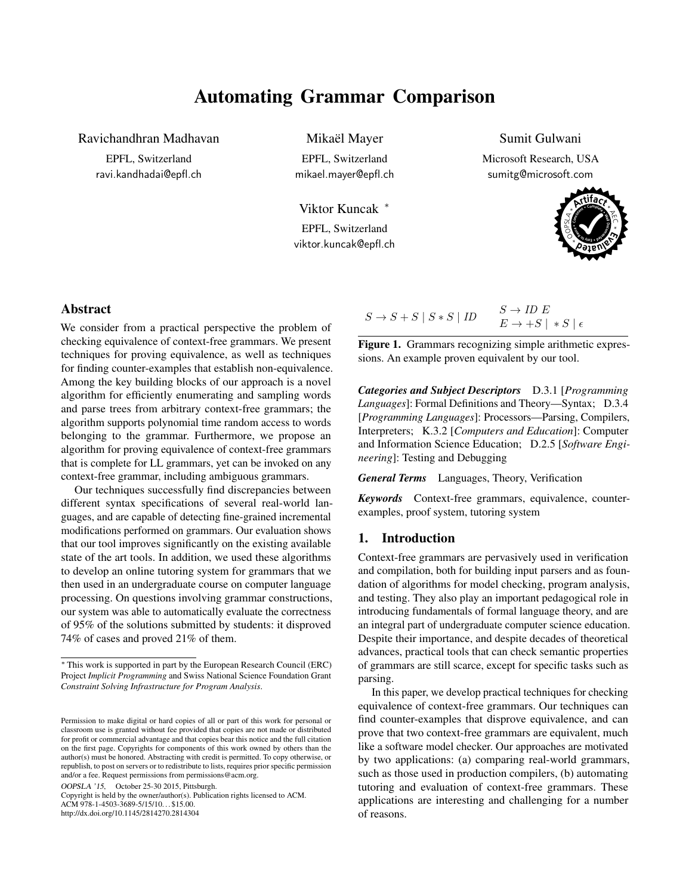# Automating Grammar Comparison

Ravichandhran Madhavan
EPFL, Switzerland
ravi.kandhadai@epfl.ch

Mikaël Mayer
EPFL, Switzerland
mikael.mayer@epfl.ch

Sumit Gulwani
Microsoft Research, USA
sumitg@microsoft.com

Viktor Kuncak [*]
EPFL, Switzerland
viktor.kuncak@epfl.ch

## Abstract

We consider from a practical perspective the problem of checking equivalence of context-free grammars. We present techniques for proving equivalence, as well as techniques for finding counter-examples that establish non-equivalence. Among the key building blocks of our approach is a novel algorithm for efficiently enumerating and sampling words and parse trees from arbitrary context-free grammars; the algorithm supports polynomial time random access to words belonging to the grammar. Furthermore, we propose an algorithm for proving equivalence of context-free grammars that is complete for LL grammars, yet can be invoked on any context-free grammar, including ambiguous grammars.

Our techniques successfully find discrepancies between different syntax specifications of several real-world languages, and are capable of detecting fine-grained incremental modifications performed on grammars. Our evaluation shows that our tool improves significantly on the existing available state of the art tools. In addition, we used these algorithms to develop an online tutoring system for grammars that we then used in an undergraduate course on computer language processing. On questions involving grammar constructions, our system was able to automatically evaluate the correctness of 95% of the solutions submitted by students: it disproved 74% of cases and proved 21% of them.

[*] This work is supported in part by the European Research Council (ERC) Project *Implicit Programming* and Swiss National Science Foundation Grant *Constraint Solving Infrastructure for Program Analysis*.

Permission to make digital or hard copies of all or part of this work for personal or classroom use is granted without fee provided that copies are not made or distributed for profit or commercial advantage and that copies bear this notice and the full citation on the first page. Copyrights for components of this work owned by others than the author(s) must be honored. Abstracting with credit is permitted. To copy otherwise, or republish, to post on servers or to redistribute to lists, requires prior specific permission and/or a fee. Request permissions from permissions@acm.org.

*OOPSLA '15*, October 25-30 2015, Pittsburgh.
Copyright is held by the owner/author(s). Publication rights licensed to ACM.
ACM 978-1-4503-3689-5/15/10…$15.00.
http://dx.doi.org/10.1145/2814270.2814304

$$S \rightarrow S + S \mid S * S \mid ID \qquad \begin{array}{l} S \rightarrow ID\ E \\ E \rightarrow +S \mid \ *S \mid \epsilon \end{array}$$

**Figure 1.** Grammars recognizing simple arithmetic expressions. An example proven equivalent by our tool.

***Categories and Subject Descriptors*** D.3.1 [*Programming Languages*]: Formal Definitions and Theory—Syntax; D.3.4 [*Programming Languages*]: Processors—Parsing, Compilers, Interpreters; K.3.2 [*Computers and Education*]: Computer and Information Science Education; D.2.5 [*Software Engineering*]: Testing and Debugging

***General Terms*** Languages, Theory, Verification

***Keywords*** Context-free grammars, equivalence, counter-examples, proof system, tutoring system

## 1. Introduction

Context-free grammars are pervasively used in verification and compilation, both for building input parsers and as foundation of algorithms for model checking, program analysis, and testing. They also play an important pedagogical role in introducing fundamentals of formal language theory, and are an integral part of undergraduate computer science education. Despite their importance, and despite decades of theoretical advances, practical tools that can check semantic properties of grammars are still scarce, except for specific tasks such as parsing.

In this paper, we develop practical techniques for checking equivalence of context-free grammars. Our techniques can find counter-examples that disprove equivalence, and can prove that two context-free grammars are equivalent, much like a software model checker. Our approaches are motivated by two applications: (a) comparing real-world grammars, such as those used in production compilers, (b) automating tutoring and evaluation of context-free grammars. These applications are interesting and challenging for a number of reasons.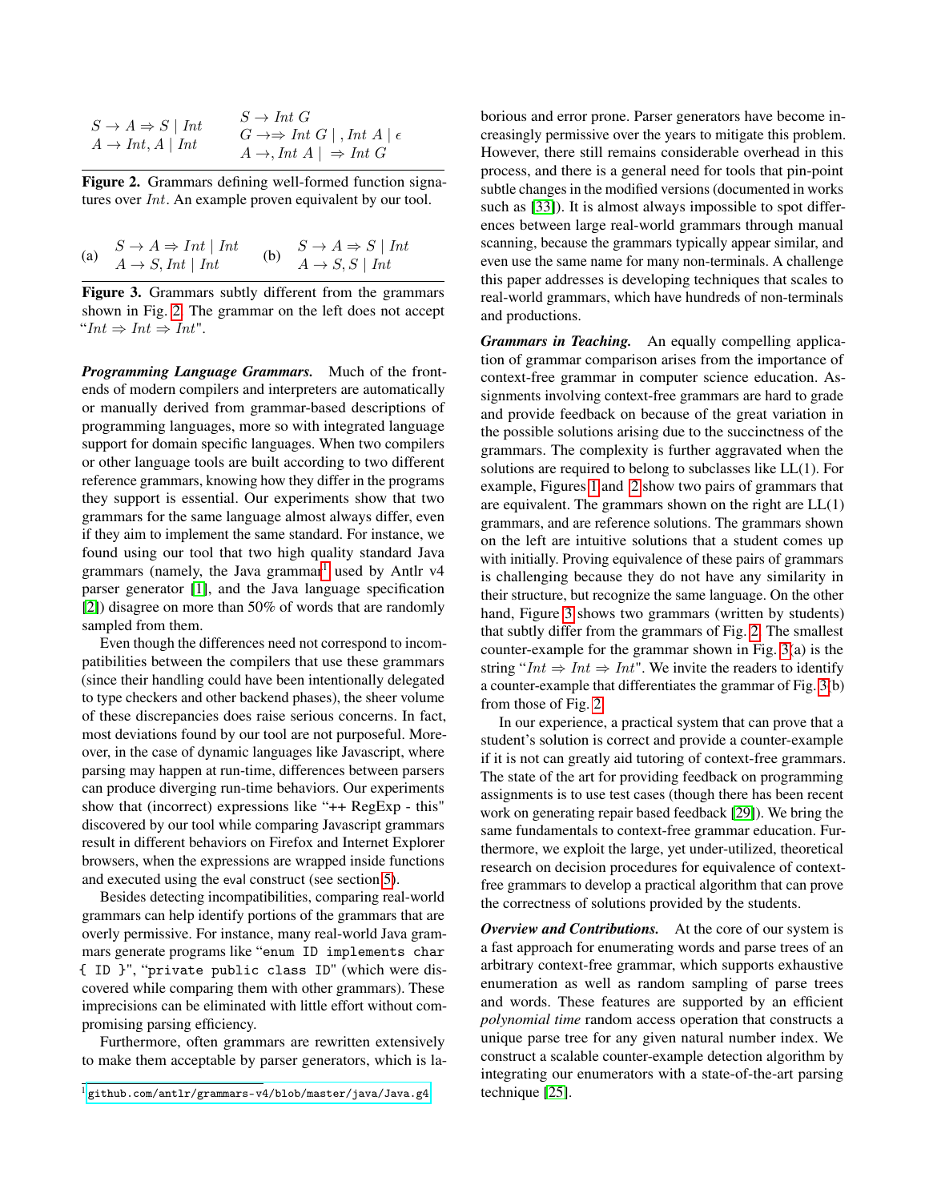$$S \to A \Rightarrow S \mid Int \qquad S \to Int\ G$$
$$A \to Int, A \mid Int \qquad G \to \Rightarrow Int\ G \mid , Int\ A \mid \epsilon$$
$$A \to , Int\ A \mid \ \Rightarrow Int\ G$$

**Figure 2.** Grammars defining well-formed function signatures over $Int$. An example proven equivalent by our tool.

(a) $S \to A \Rightarrow Int \mid Int$, $A \to S, Int \mid Int$ (b) $S \to A \Rightarrow S \mid Int$, $A \to S, S \mid Int$

**Figure 3.** Grammars subtly different from the grammars shown in Fig. 2. The grammar on the left does not accept "$Int \Rightarrow Int \Rightarrow Int$".

***Programming Language Grammars.*** Much of the front-ends of modern compilers and interpreters are automatically or manually derived from grammar-based descriptions of programming languages, more so with integrated language support for domain specific languages. When two compilers or other language tools are built according to two different reference grammars, knowing how they differ in the programs they support is essential. Our experiments show that two grammars for the same language almost always differ, even if they aim to implement the same standard. For instance, we found using our tool that two high quality standard Java grammars (namely, the Java grammar[1] used by Antlr v4 parser generator [1], and the Java language specification [2]) disagree on more than 50% of words that are randomly sampled from them.

Even though the differences need not correspond to incompatibilities between the compilers that use these grammars (since their handling could have been intentionally delegated to type checkers and other backend phases), the sheer volume of these discrepancies does raise serious concerns. In fact, most deviations found by our tool are not purposeful. Moreover, in the case of dynamic languages like Javascript, where parsing may happen at run-time, differences between parsers can produce diverging run-time behaviors. Our experiments show that (incorrect) expressions like "++ RegExp - this" discovered by our tool while comparing Javascript grammars result in different behaviors on Firefox and Internet Explorer browsers, when the expressions are wrapped inside functions and executed using the `eval` construct (see section 5).

Besides detecting incompatibilities, comparing real-world grammars can help identify portions of the grammars that are overly permissive. For instance, many real-world Java grammars generate programs like "`enum ID implements char { ID }`", "`private public class ID`" (which were discovered while comparing them with other grammars). These imprecisions can be eliminated with little effort without compromising parsing efficiency.

Furthermore, often grammars are rewritten extensively to make them acceptable by parser generators, which is laborious and error prone. Parser generators have become increasingly permissive over the years to mitigate this problem. However, there still remains considerable overhead in this process, and there is a general need for tools that pin-point subtle changes in the modified versions (documented in works such as [33]). It is almost always impossible to spot differences between large real-world grammars through manual scanning, because the grammars typically appear similar, and even use the same name for many non-terminals. A challenge this paper addresses is developing techniques that scales to real-world grammars, which have hundreds of non-terminals and productions.

***Grammars in Teaching.*** An equally compelling application of grammar comparison arises from the importance of context-free grammar in computer science education. Assignments involving context-free grammars are hard to grade and provide feedback on because of the great variation in the possible solutions arising due to the succinctness of the grammars. The complexity is further aggravated when the solutions are required to belong to subclasses like LL(1). For example, Figures 1 and 2 show two pairs of grammars that are equivalent. The grammars shown on the right are LL(1) grammars, and are reference solutions. The grammars shown on the left are intuitive solutions that a student comes up with initially. Proving equivalence of these pairs of grammars is challenging because they do not have any similarity in their structure, but recognize the same language. On the other hand, Figure 3 shows two grammars (written by students) that subtly differ from the grammars of Fig. 2. The smallest counter-example for the grammar shown in Fig. 3(a) is the string "$Int \Rightarrow Int \Rightarrow Int$". We invite the readers to identify a counter-example that differentiates the grammar of Fig. 3(b) from those of Fig. 2.

In our experience, a practical system that can prove that a student's solution is correct and provide a counter-example if it is not can greatly aid tutoring of context-free grammars. The state of the art for providing feedback on programming assignments is to use test cases (though there has been recent work on generating repair based feedback [29]). We bring the same fundamentals to context-free grammar education. Furthermore, we exploit the large, yet under-utilized, theoretical research on decision procedures for equivalence of context-free grammars to develop a practical algorithm that can prove the correctness of solutions provided by the students.

***Overview and Contributions.*** At the core of our system is a fast approach for enumerating words and parse trees of an arbitrary context-free grammar, which supports exhaustive enumeration as well as random sampling of parse trees and words. These features are supported by an efficient *polynomial time* random access operation that constructs a unique parse tree for any given natural number index. We construct a scalable counter-example detection algorithm by integrating our enumerators with a state-of-the-art parsing technique [25].

[1] github.com/antlr/grammars-v4/blob/master/java/Java.g4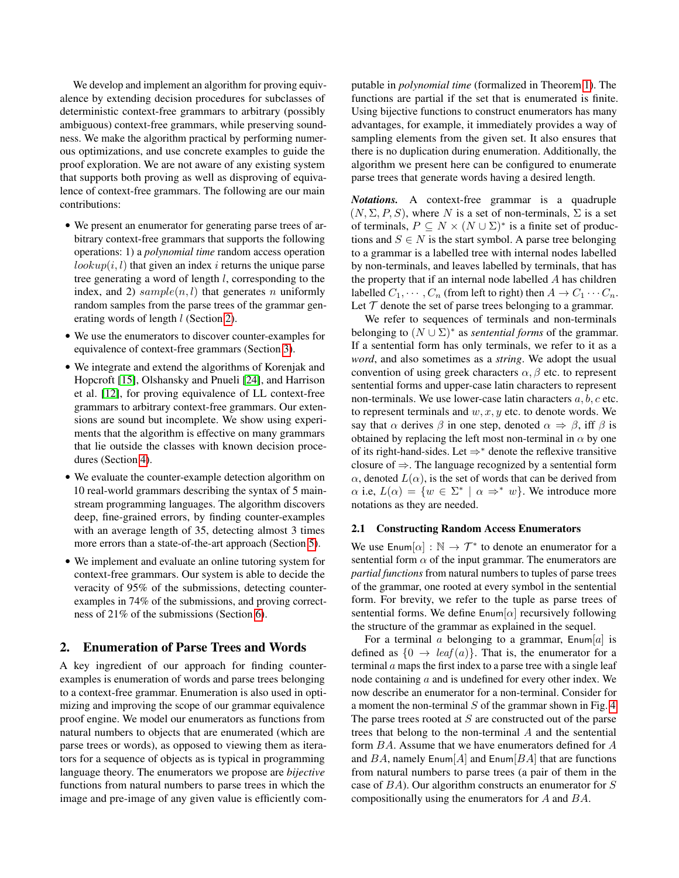We develop and implement an algorithm for proving equivalence by extending decision procedures for subclasses of deterministic context-free grammars to arbitrary (possibly ambiguous) context-free grammars, while preserving soundness. We make the algorithm practical by performing numerous optimizations, and use concrete examples to guide the proof exploration. We are not aware of any existing system that supports both proving as well as disproving of equivalence of context-free grammars. The following are our main contributions:

- We present an enumerator for generating parse trees of arbitrary context-free grammars that supports the following operations: 1) a *polynomial time* random access operation $lookup(i, l)$ that given an index $i$ returns the unique parse tree generating a word of length $l$, corresponding to the index, and 2) $sample(n, l)$ that generates $n$ uniformly random samples from the parse trees of the grammar generating words of length $l$ (Section 2).
- We use the enumerators to discover counter-examples for equivalence of context-free grammars (Section 3).
- We integrate and extend the algorithms of Korenjak and Hopcroft [15], Olshansky and Pnueli [24], and Harrison et al. [12], for proving equivalence of LL context-free grammars to arbitrary context-free grammars. Our extensions are sound but incomplete. We show using experiments that the algorithm is effective on many grammars that lie outside the classes with known decision procedures (Section 4).
- We evaluate the counter-example detection algorithm on 10 real-world grammars describing the syntax of 5 mainstream programming languages. The algorithm discovers deep, fine-grained errors, by finding counter-examples with an average length of 35, detecting almost 3 times more errors than a state-of-the-art approach (Section 5).
- We implement and evaluate an online tutoring system for context-free grammars. Our system is able to decide the veracity of 95% of the submissions, detecting counter-examples in 74% of the submissions, and proving correctness of 21% of the submissions (Section 6).

## 2. Enumeration of Parse Trees and Words

A key ingredient of our approach for finding counter-examples is enumeration of words and parse trees belonging to a context-free grammar. Enumeration is also used in optimizing and improving the scope of our grammar equivalence proof engine. We model our enumerators as functions from natural numbers to objects that are enumerated (which are parse trees or words), as opposed to viewing them as iterators for a sequence of objects as is typical in programming language theory. The enumerators we propose are *bijective* functions from natural numbers to parse trees in which the image and pre-image of any given value is efficiently computable in *polynomial time* (formalized in Theorem 1). The functions are partial if the set that is enumerated is finite. Using bijective functions to construct enumerators has many advantages, for example, it immediately provides a way of sampling elements from the given set. It also ensures that there is no duplication during enumeration. Additionally, the algorithm we present here can be configured to enumerate parse trees that generate words having a desired length.

***Notations.*** A context-free grammar is a quadruple $(N, \Sigma, P, S)$, where $N$ is a set of non-terminals, $\Sigma$ is a set of terminals, $P \subseteq N \times (N \cup \Sigma)^*$ is a finite set of productions and $S \in N$ is the start symbol. A parse tree belonging to a grammar is a labelled tree with internal nodes labelled by non-terminals, and leaves labelled by terminals, that has the property that if an internal node labelled $A$ has children labelled $C_1, \cdots, C_n$ (from left to right) then $A \rightarrow C_1 \cdots C_n$. Let $\mathcal{T}$ denote the set of parse trees belonging to a grammar.

We refer to sequences of terminals and non-terminals belonging to $(N \cup \Sigma)^*$ as *sentential forms* of the grammar. If a sentential form has only terminals, we refer to it as a *word*, and also sometimes as a *string*. We adopt the usual convention of using greek characters $\alpha, \beta$ etc. to represent sentential forms and upper-case latin characters to represent non-terminals. We use lower-case latin characters $a, b, c$ etc. to represent terminals and $w, x, y$ etc. to denote words. We say that $\alpha$ derives $\beta$ in one step, denoted $\alpha \Rightarrow \beta$, iff $\beta$ is obtained by replacing the left most non-terminal in $\alpha$ by one of its right-hand-sides. Let $\Rightarrow^*$ denote the reflexive transitive closure of $\Rightarrow$. The language recognized by a sentential form $\alpha$, denoted $L(\alpha)$, is the set of words that can be derived from $\alpha$ i.e, $L(\alpha) = \{w \in \Sigma^* \mid \alpha \Rightarrow^* w\}$. We introduce more notations as they are needed.

### 2.1 Constructing Random Access Enumerators

We use $\mathsf{Enum}[\alpha] : \mathbb{N} \rightarrow \mathcal{T}^*$ to denote an enumerator for a sentential form $\alpha$ of the input grammar. The enumerators are *partial functions* from natural numbers to tuples of parse trees of the grammar, one rooted at every symbol in the sentential form. For brevity, we refer to the tuple as parse trees of sentential forms. We define $\mathsf{Enum}[\alpha]$ recursively following the structure of the grammar as explained in the sequel.

For a terminal $a$ belonging to a grammar, $\mathsf{Enum}[a]$ is defined as $\{0 \rightarrow \mathit{leaf}(a)\}$. That is, the enumerator for a terminal $a$ maps the first index to a parse tree with a single leaf node containing $a$ and is undefined for every other index. We now describe an enumerator for a non-terminal. Consider for a moment the non-terminal $S$ of the grammar shown in Fig. 4. The parse trees rooted at $S$ are constructed out of the parse trees that belong to the non-terminal $A$ and the sentential form $BA$. Assume that we have enumerators defined for $A$ and $BA$, namely $\mathsf{Enum}[A]$ and $\mathsf{Enum}[BA]$ that are functions from natural numbers to parse trees (a pair of them in the case of $BA$). Our algorithm constructs an enumerator for $S$ compositionally using the enumerators for $A$ and $BA$.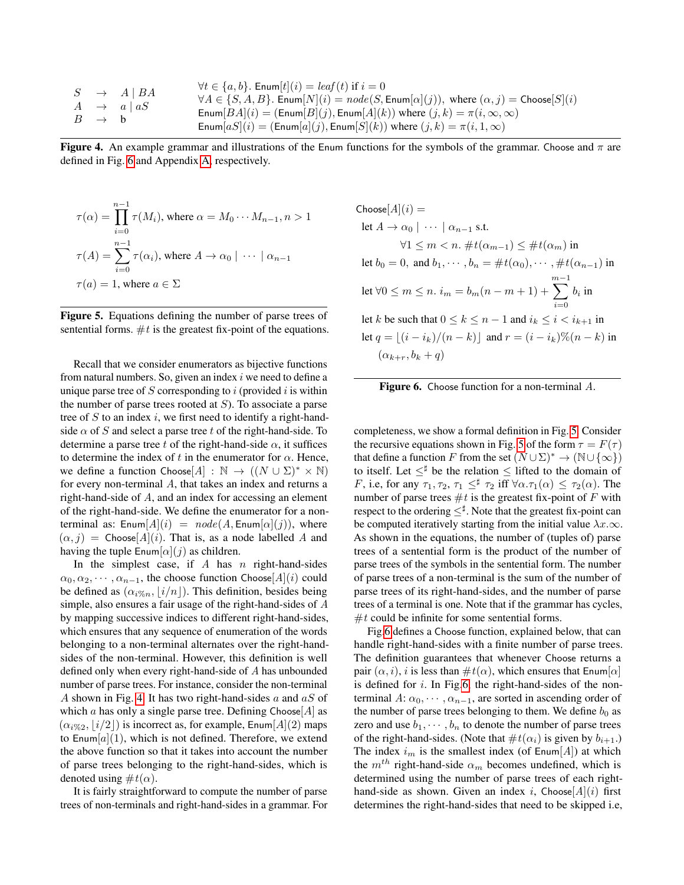$$
\begin{array}{lcl}
S & \rightarrow & A \mid BA \\
A & \rightarrow & a \mid aS \\
B & \rightarrow & \mathsf{b}
\end{array}
\qquad
\begin{array}{l}
\forall t \in \{a, b\}.\ \mathsf{Enum}[t](i) = \mathit{leaf}(t) \text{ if } i = 0 \\
\forall A \in \{S, A, B\}.\ \mathsf{Enum}[N](i) = \mathit{node}(S, \mathsf{Enum}[\alpha](j)), \text{ where } (\alpha, j) = \mathsf{Choose}[S](i) \\
\mathsf{Enum}[BA](i) = (\mathsf{Enum}[B](j), \mathsf{Enum}[A](k)) \text{ where } (j,k) = \pi(i, \infty, \infty) \\
\mathsf{Enum}[aS](i) = (\mathsf{Enum}[a](j), \mathsf{Enum}[S](k)) \text{ where } (j,k) = \pi(i, 1, \infty)
\end{array}
$$

**Figure 4.** An example grammar and illustrations of the Enum functions for the symbols of the grammar. Choose and $\pi$ are defined in Fig. 6 and Appendix A, respectively.

$$\tau(\alpha) = \prod_{i=0}^{n-1} \tau(M_i), \text{ where } \alpha = M_0 \cdots M_{n-1}, n > 1$$

$$\tau(A) = \sum_{i=0}^{n-1} \tau(\alpha_i), \text{ where } A \rightarrow \alpha_0 \mid \cdots \mid \alpha_{n-1}$$

$$\tau(a) = 1, \text{ where } a \in \Sigma$$

**Figure 5.** Equations defining the number of parse trees of sentential forms. $\#t$ is the greatest fix-point of the equations.

$\mathsf{Choose}[A](i) =$

let $A \rightarrow \alpha_0 \mid \cdots \mid \alpha_{n-1}$ s.t.

$\quad\quad \forall 1 \leq m < n.\ \#t(\alpha_{m-1}) \leq \#t(\alpha_m)$ in

let $b_0 = 0$, and $b_1, \cdots, b_n = \#t(\alpha_0), \cdots, \#t(\alpha_{n-1})$ in

let $\forall 0 \leq m \leq n.\ i_m = b_m(n - m + 1) + \sum_{i=0}^{m-1} b_i$ in

let $k$ be such that $0 \leq k \leq n-1$ and $i_k \leq i < i_{k+1}$ in

let $q = \lfloor (i - i_k)/(n-k) \rfloor$ and $r = (i - i_k)\%(n-k)$ in

$(\alpha_{k+r}, b_k + q)$

**Figure 6.** Choose function for a non-terminal $A$.

Recall that we consider enumerators as bijective functions from natural numbers. So, given an index $i$ we need to define a unique parse tree of $S$ corresponding to $i$ (provided $i$ is within the number of parse trees rooted at $S$). To associate a parse tree of $S$ to an index $i$, we first need to identify a right-hand-side $\alpha$ of $S$ and select a parse tree $t$ of the right-hand-side. To determine a parse tree $t$ of the right-hand-side $\alpha$, it suffices to determine the index of $t$ in the enumerator for $\alpha$. Hence, we define a function $\mathsf{Choose}[A] : \mathbb{N} \rightarrow ((N \cup \Sigma)^* \times \mathbb{N})$ for every non-terminal $A$, that takes an index and returns a right-hand-side of $A$, and an index for accessing an element of the right-hand-side. We define the enumerator for a non-terminal as: $\mathsf{Enum}[A](i) = \mathit{node}(A, \mathsf{Enum}[\alpha](j))$, where $(\alpha, j) = \mathsf{Choose}[A](i)$. That is, as a node labelled $A$ and having the tuple $\mathsf{Enum}[\alpha](j)$ as children.

In the simplest case, if $A$ has $n$ right-hand-sides $\alpha_0, \alpha_2, \cdots, \alpha_{n-1}$, the choose function $\mathsf{Choose}[A](i)$ could be defined as $(\alpha_{i\%n}, \lfloor i/n \rfloor)$. This definition, besides being simple, also ensures a fair usage of the right-hand-sides of $A$ by mapping successive indices to different right-hand-sides, which ensures that any sequence of enumeration of the words belonging to a non-terminal alternates over the right-hand-sides of the non-terminal. However, this definition is well defined only when every right-hand-side of $A$ has unbounded number of parse trees. For instance, consider the non-terminal $A$ shown in Fig. 4. It has two right-hand-sides $a$ and $aS$ of which $a$ has only a single parse tree. Defining $\mathsf{Choose}[A]$ as $(\alpha_{i\%2}, \lfloor i/2 \rfloor)$ is incorrect as, for example, $\mathsf{Enum}[A](2)$ maps to $\mathsf{Enum}[a](1)$, which is not defined. Therefore, we extend the above function so that it takes into account the number of parse trees belonging to the right-hand-sides, which is denoted using $\#t(\alpha)$.

It is fairly straightforward to compute the number of parse trees of non-terminals and right-hand-sides in a grammar. For completeness, we show a formal definition in Fig. 5. Consider the recursive equations shown in Fig. 5 of the form $\tau = F(\tau)$ that define a function $F$ from the set $(N \cup \Sigma)^* \rightarrow (\mathbb{N} \cup \{\infty\})$ to itself. Let $\leq^\sharp$ be the relation $\leq$ lifted to the domain of $F$, i.e, for any $\tau_1, \tau_2$, $\tau_1 \leq^\sharp \tau_2$ iff $\forall \alpha. \tau_1(\alpha) \leq \tau_2(\alpha)$. The number of parse trees $\#t$ is the greatest fix-point of $F$ with respect to the ordering $\leq^\sharp$. Note that the greatest fix-point can be computed iteratively starting from the initial value $\lambda x.\infty$. As shown in the equations, the number of (tuples of) parse trees of a sentential form is the product of the number of parse trees of the symbols in the sentential form. The number of parse trees of a non-terminal is the sum of the number of parse trees of its right-hand-sides, and the number of parse trees of a terminal is one. Note that if the grammar has cycles, $\#t$ could be infinite for some sentential forms.

Fig 6 defines a Choose function, explained below, that can handle right-hand-sides with a finite number of parse trees. The definition guarantees that whenever Choose returns a pair $(\alpha, i)$, $i$ is less than $\#t(\alpha)$, which ensures that $\mathsf{Enum}[\alpha]$ is defined for $i$. In Fig. 6, the right-hand-sides of the non-terminal $A$: $\alpha_0, \cdots, \alpha_{n-1}$, are sorted in ascending order of the number of parse trees belonging to them. We define $b_0$ as zero and use $b_1, \cdots, b_n$ to denote the number of parse trees of the right-hand-sides. (Note that $\#t(\alpha_i)$ is given by $b_{i+1}$.) The index $i_m$ is the smallest index (of $\mathsf{Enum}[A]$) at which the $m^{th}$ right-hand-side $\alpha_m$ becomes undefined, which is determined using the number of parse trees of each right-hand-side as shown. Given an index $i$, $\mathsf{Choose}[A](i)$ first determines the right-hand-sides that need to be skipped i.e,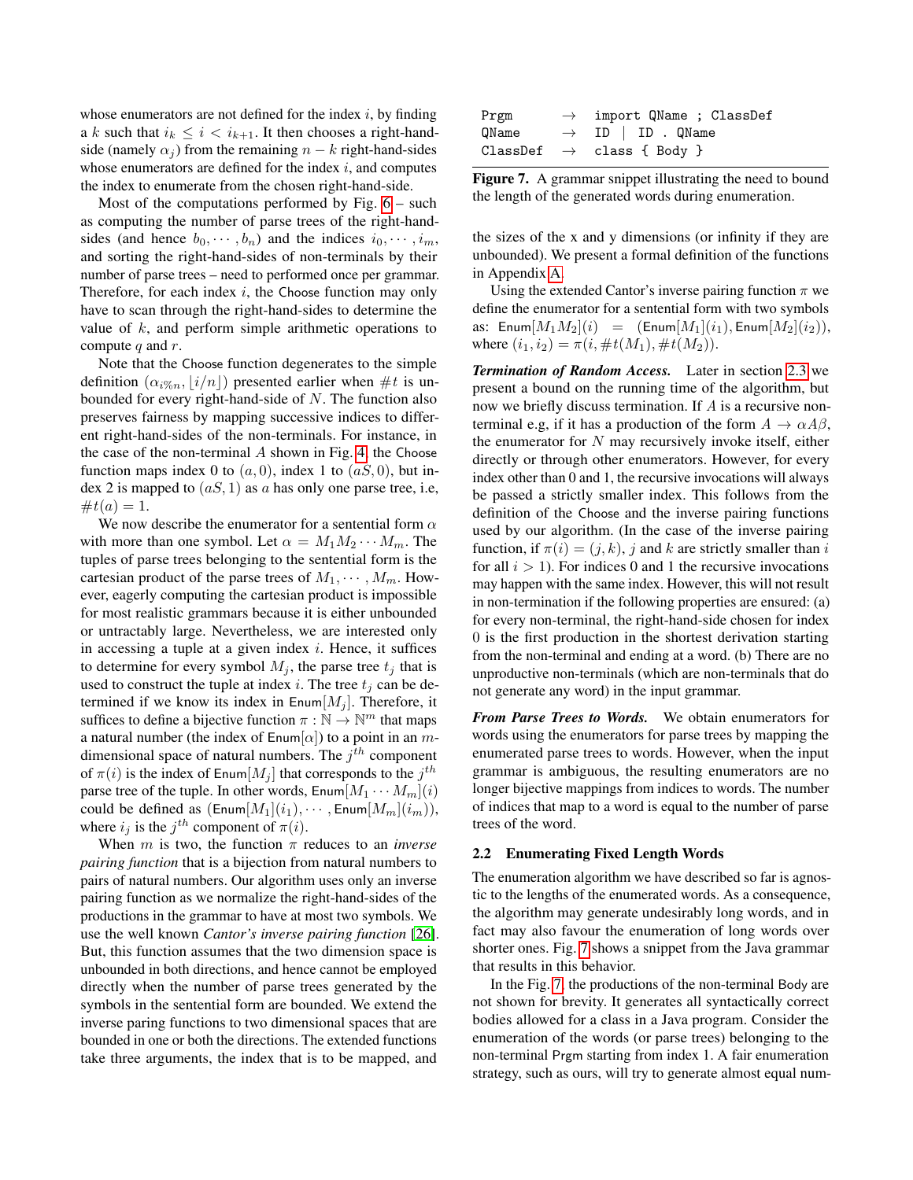whose enumerators are not defined for the index $i$, by finding a $k$ such that $i_k \leq i < i_{k+1}$. It then chooses a right-hand-side (namely $\alpha_j$) from the remaining $n - k$ right-hand-sides whose enumerators are defined for the index $i$, and computes the index to enumerate from the chosen right-hand-side.

Most of the computations performed by Fig. 6 – such as computing the number of parse trees of the right-hand-sides (and hence $b_0, \cdots, b_n$) and the indices $i_0, \cdots, i_m$, and sorting the right-hand-sides of non-terminals by their number of parse trees – need to performed once per grammar. Therefore, for each index $i$, the Choose function may only have to scan through the right-hand-sides to determine the value of $k$, and perform simple arithmetic operations to compute $q$ and $r$.

Note that the Choose function degenerates to the simple definition $(\alpha_{i\%n}, \lfloor i/n \rfloor)$ presented earlier when $\#t$ is unbounded for every right-hand-side of $N$. The function also preserves fairness by mapping successive indices to different right-hand-sides of the non-terminals. For instance, in the case of the non-terminal $A$ shown in Fig. 4, the Choose function maps index 0 to $(a, 0)$, index 1 to $(aS, 0)$, but index 2 is mapped to $(aS, 1)$ as $a$ has only one parse tree, i.e, $\#t(a) = 1$.

We now describe the enumerator for a sentential form $\alpha$ with more than one symbol. Let $\alpha = M_1 M_2 \cdots M_m$. The tuples of parse trees belonging to the sentential form is the cartesian product of the parse trees of $M_1, \cdots, M_m$. However, eagerly computing the cartesian product is impossible for most realistic grammars because it is either unbounded or untractably large. Nevertheless, we are interested only in accessing a tuple at a given index $i$. Hence, it suffices to determine for every symbol $M_j$, the parse tree $t_j$ that is used to construct the tuple at index $i$. The tree $t_j$ can be determined if we know its index in $\mathsf{Enum}[M_j]$. Therefore, it suffices to define a bijective function $\pi : \mathbb{N} \to \mathbb{N}^m$ that maps a natural number (the index of $\mathsf{Enum}[\alpha]$) to a point in an $m$-dimensional space of natural numbers. The $j^{th}$ component of $\pi(i)$ is the index of $\mathsf{Enum}[M_j]$ that corresponds to the $j^{th}$ parse tree of the tuple. In other words, $\mathsf{Enum}[M_1 \cdots M_m](i)$ could be defined as $(\mathsf{Enum}[M_1](i_1), \cdots, \mathsf{Enum}[M_m](i_m))$, where $i_j$ is the $j^{th}$ component of $\pi(i)$.

When $m$ is two, the function $\pi$ reduces to an *inverse pairing function* that is a bijection from natural numbers to pairs of natural numbers. Our algorithm uses only an inverse pairing function as we normalize the right-hand-sides of the productions in the grammar to have at most two symbols. We use the well known *Cantor's inverse pairing function* [26]. But, this function assumes that the two dimension space is unbounded in both directions, and hence cannot be employed directly when the number of parse trees generated by the symbols in the sentential form are bounded. We extend the inverse paring functions to two dimensional spaces that are bounded in one or both the directions. The extended functions take three arguments, the index that is to be mapped, and the sizes of the x and y dimensions (or infinity if they are unbounded). We present a formal definition of the functions in Appendix A.

Using the extended Cantor's inverse pairing function $\pi$ we define the enumerator for a sentential form with two symbols as: $\mathsf{Enum}[M_1 M_2](i) = (\mathsf{Enum}[M_1](i_1), \mathsf{Enum}[M_2](i_2))$, where $(i_1, i_2) = \pi(i, \#t(M_1), \#t(M_2))$.

***Termination of Random Access.*** Later in section 2.3 we present a bound on the running time of the algorithm, but now we briefly discuss termination. If $A$ is a recursive non-terminal e.g, if it has a production of the form $A \to \alpha A \beta$, the enumerator for $N$ may recursively invoke itself, either directly or through other enumerators. However, for every index other than 0 and 1, the recursive invocations will always be passed a strictly smaller index. This follows from the definition of the Choose and the inverse pairing functions used by our algorithm. (In the case of the inverse pairing function, if $\pi(i) = (j, k)$, $j$ and $k$ are strictly smaller than $i$ for all $i > 1$). For indices 0 and 1 the recursive invocations may happen with the same index. However, this will not result in non-termination if the following properties are ensured: (a) for every non-terminal, the right-hand-side chosen for index 0 is the first production in the shortest derivation starting from the non-terminal and ending at a word. (b) There are no unproductive non-terminals (which are non-terminals that do not generate any word) in the input grammar.

***From Parse Trees to Words.*** We obtain enumerators for words using the enumerators for parse trees by mapping the enumerated parse trees to words. However, when the input grammar is ambiguous, the resulting enumerators are no longer bijective mappings from indices to words. The number of indices that map to a word is equal to the number of parse trees of the word.

## 2.2 Enumerating Fixed Length Words

The enumeration algorithm we have described so far is agnostic to the lengths of the enumerated words. As a consequence, the algorithm may generate undesirably long words, and in fact may also favour the enumeration of long words over shorter ones. Fig. 7 shows a snippet from the Java grammar that results in this behavior.

```
Prgm      →  import QName ; ClassDef
QName     →  ID | ID . QName
ClassDef  →  class { Body }
```

**Figure 7.** A grammar snippet illustrating the need to bound the length of the generated words during enumeration.

In the Fig. 7, the productions of the non-terminal Body are not shown for brevity. It generates all syntactically correct bodies allowed for a class in a Java program. Consider the enumeration of the words (or parse trees) belonging to the non-terminal Prgm starting from index 1. A fair enumeration strategy, such as ours, will try to generate almost equal num-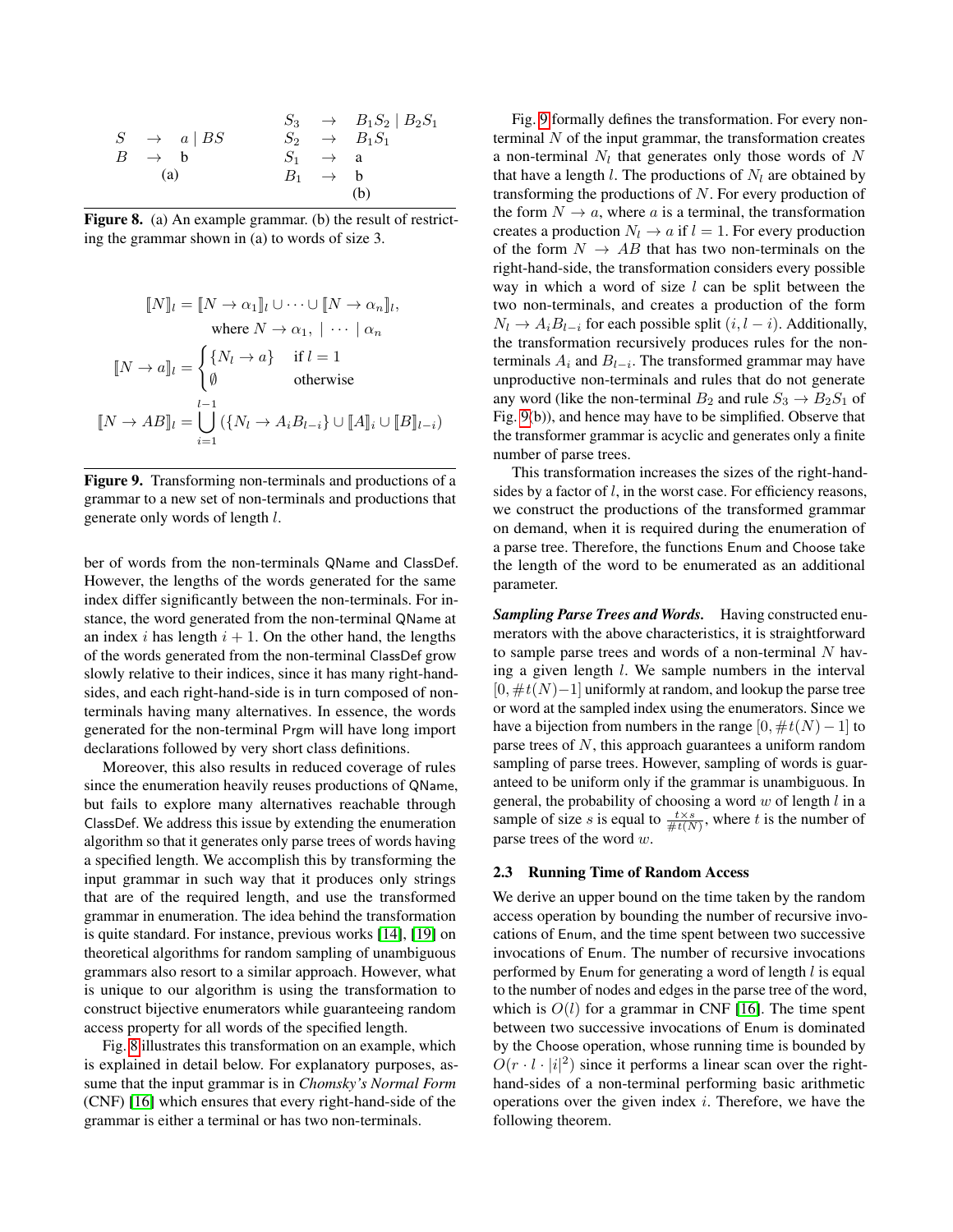$$
\begin{array}{rcl}
S & \rightarrow & a \mid BS \\
B & \rightarrow & \mathrm{b} \\
 & \text{(a)} &
\end{array}
\qquad
\begin{array}{rcl}
S_3 & \rightarrow & B_1 S_2 \mid B_2 S_1 \\
S_2 & \rightarrow & B_1 S_1 \\
S_1 & \rightarrow & \mathrm{a} \\
B_1 & \rightarrow & \mathrm{b} \\
 & \text{(b)} &
\end{array}
$$

**Figure 8.** (a) An example grammar. (b) the result of restricting the grammar shown in (a) to words of size 3.

$$
[\![N]\!]_l = [\![N \rightarrow \alpha_1]\!]_l \cup \cdots \cup [\![N \rightarrow \alpha_n]\!]_l,
$$

$$
\text{where } N \rightarrow \alpha_1, \mid \cdots \mid \alpha_n
$$

$$
[\![N \rightarrow a]\!]_l = \begin{cases} \{N_l \rightarrow a\} & \text{if } l = 1 \\ \emptyset & \text{otherwise} \end{cases}
$$

$$
[\![N \rightarrow AB]\!]_l = \bigcup_{i=1}^{l-1} (\{N_l \rightarrow A_i B_{l-i}\} \cup [\![A]\!]_i \cup [\![B]\!]_{l-i})
$$

**Figure 9.** Transforming non-terminals and productions of a grammar to a new set of non-terminals and productions that generate only words of length $l$.

ber of words from the non-terminals QName and ClassDef. However, the lengths of the words generated for the same index differ significantly between the non-terminals. For instance, the word generated from the non-terminal QName at an index $i$ has length $i+1$. On the other hand, the lengths of the words generated from the non-terminal ClassDef grow slowly relative to their indices, since it has many right-hand-sides, and each right-hand-side is in turn composed of non-terminals having many alternatives. In essence, the words generated for the non-terminal Prgm will have long import declarations followed by very short class definitions.

Moreover, this also results in reduced coverage of rules since the enumeration heavily reuses productions of QName, but fails to explore many alternatives reachable through ClassDef. We address this issue by extending the enumeration algorithm so that it generates only parse trees of words having a specified length. We accomplish this by transforming the input grammar in such way that it produces only strings that are of the required length, and use the transformed grammar in enumeration. The idea behind the transformation is quite standard. For instance, previous works [14], [19] on theoretical algorithms for random sampling of unambiguous grammars also resort to a similar approach. However, what is unique to our algorithm is using the transformation to construct bijective enumerators while guaranteeing random access property for all words of the specified length.

Fig. 8 illustrates this transformation on an example, which is explained in detail below. For explanatory purposes, assume that the input grammar is in *Chomsky's Normal Form* (CNF) [16] which ensures that every right-hand-side of the grammar is either a terminal or has two non-terminals.

Fig. 9 formally defines the transformation. For every non-terminal $N$ of the input grammar, the transformation creates a non-terminal $N_l$ that generates only those words of $N$ that have a length $l$. The productions of $N_l$ are obtained by transforming the productions of $N$. For every production of the form $N \rightarrow a$, where $a$ is a terminal, the transformation creates a production $N_l \rightarrow a$ if $l = 1$. For every production of the form $N \rightarrow AB$ that has two non-terminals on the right-hand-side, the transformation considers every possible way in which a word of size $l$ can be split between the two non-terminals, and creates a production of the form $N_l \rightarrow A_i B_{l-i}$ for each possible split $(i, l-i)$. Additionally, the transformation recursively produces rules for the non-terminals $A_i$ and $B_{l-i}$. The transformed grammar may have unproductive non-terminals and rules that do not generate any word (like the non-terminal $B_2$ and rule $S_3 \rightarrow B_2 S_1$ of Fig. 9(b)), and hence may have to be simplified. Observe that the transformer grammar is acyclic and generates only a finite number of parse trees.

This transformation increases the sizes of the right-hand-sides by a factor of $l$, in the worst case. For efficiency reasons, we construct the productions of the transformed grammar on demand, when it is required during the enumeration of a parse tree. Therefore, the functions Enum and Choose take the length of the word to be enumerated as an additional parameter.

***Sampling Parse Trees and Words.*** Having constructed enumerators with the above characteristics, it is straightforward to sample parse trees and words of a non-terminal $N$ having a given length $l$. We sample numbers in the interval $[0, \#t(N)-1]$ uniformly at random, and lookup the parse tree or word at the sampled index using the enumerators. Since we have a bijection from numbers in the range $[0, \#t(N)-1]$ to parse trees of $N$, this approach guarantees a uniform random sampling of parse trees. However, sampling of words is guaranteed to be uniform only if the grammar is unambiguous. In general, the probability of choosing a word $w$ of length $l$ in a sample of size $s$ is equal to $\frac{t \times s}{\#t(N)}$, where $t$ is the number of parse trees of the word $w$.

### 2.3 Running Time of Random Access

We derive an upper bound on the time taken by the random access operation by bounding the number of recursive invocations of Enum, and the time spent between two successive invocations of Enum. The number of recursive invocations performed by Enum for generating a word of length $l$ is equal to the number of nodes and edges in the parse tree of the word, which is $O(l)$ for a grammar in CNF [16]. The time spent between two successive invocations of Enum is dominated by the Choose operation, whose running time is bounded by $O(r \cdot l \cdot |i|^2)$ since it performs a linear scan over the right-hand-sides of a non-terminal performing basic arithmetic operations over the given index $i$. Therefore, we have the following theorem.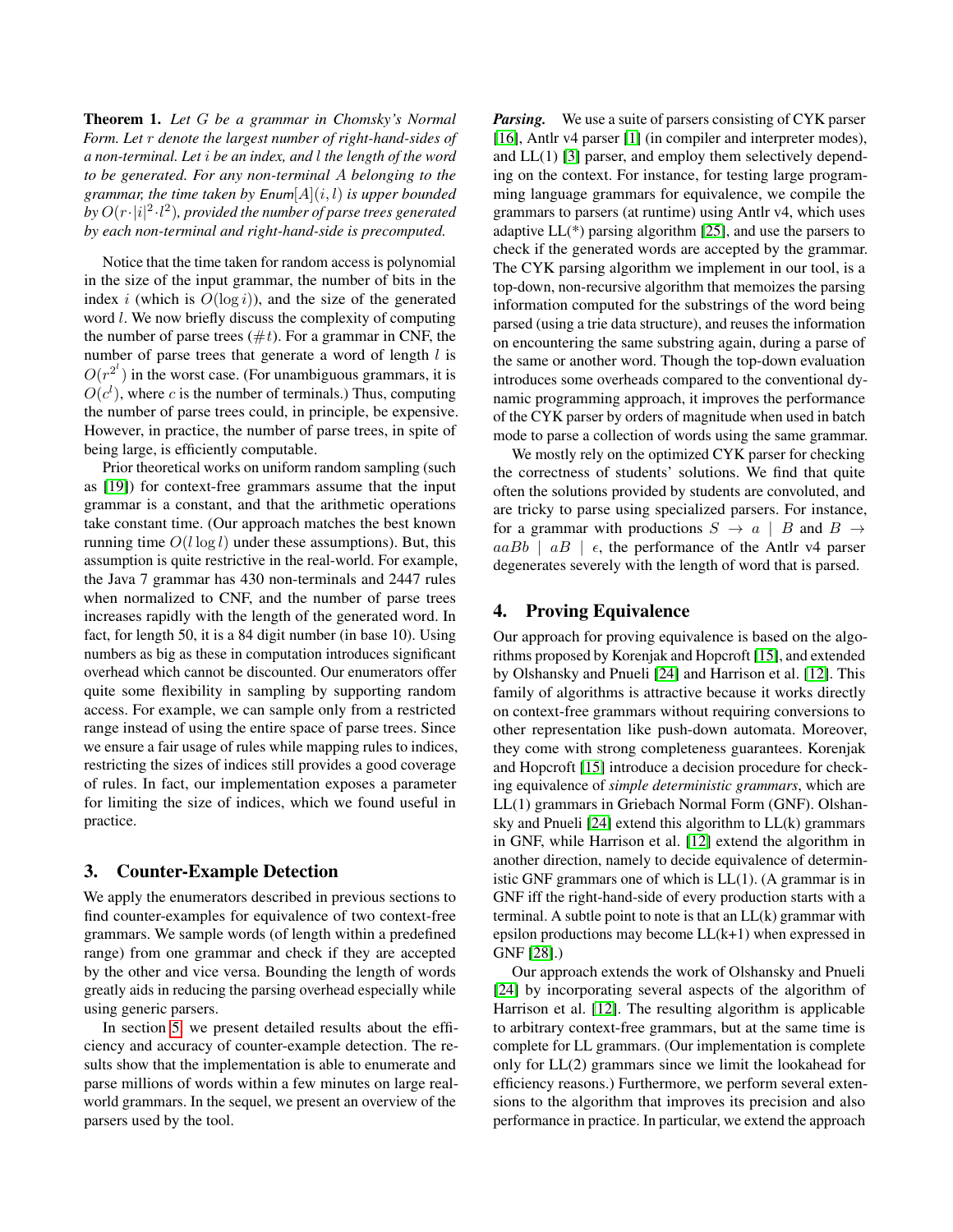**Theorem 1.** *Let $G$ be a grammar in Chomsky's Normal Form. Let $r$ denote the largest number of right-hand-sides of a non-terminal. Let $i$ be an index, and $l$ the length of the word to be generated. For any non-terminal $A$ belonging to the grammar, the time taken by $\mathit{Enum}[A](i, l)$ is upper bounded by $O(r \cdot |i|^2 \cdot l^2)$, provided the number of parse trees generated by each non-terminal and right-hand-side is precomputed.*

Notice that the time taken for random access is polynomial in the size of the input grammar, the number of bits in the index $i$ (which is $O(\log i)$), and the size of the generated word $l$. We now briefly discuss the complexity of computing the number of parse trees ($\#t$). For a grammar in CNF, the number of parse trees that generate a word of length $l$ is $O(r^{2^l})$ in the worst case. (For unambiguous grammars, it is $O(c^l)$, where $c$ is the number of terminals.) Thus, computing the number of parse trees could, in principle, be expensive. However, in practice, the number of parse trees, in spite of being large, is efficiently computable.

Prior theoretical works on uniform random sampling (such as [19]) for context-free grammars assume that the input grammar is a constant, and that the arithmetic operations take constant time. (Our approach matches the best known running time $O(l \log l)$ under these assumptions). But, this assumption is quite restrictive in the real-world. For example, the Java 7 grammar has 430 non-terminals and 2447 rules when normalized to CNF, and the number of parse trees increases rapidly with the length of the generated word. In fact, for length 50, it is a 84 digit number (in base 10). Using numbers as big as these in computation introduces significant overhead which cannot be discounted. Our enumerators offer quite some flexibility in sampling by supporting random access. For example, we can sample only from a restricted range instead of using the entire space of parse trees. Since we ensure a fair usage of rules while mapping rules to indices, restricting the sizes of indices still provides a good coverage of rules. In fact, our implementation exposes a parameter for limiting the size of indices, which we found useful in practice.

## 3. Counter-Example Detection

We apply the enumerators described in previous sections to find counter-examples for equivalence of two context-free grammars. We sample words (of length within a predefined range) from one grammar and check if they are accepted by the other and vice versa. Bounding the length of words greatly aids in reducing the parsing overhead especially while using generic parsers.

In section 5, we present detailed results about the efficiency and accuracy of counter-example detection. The results show that the implementation is able to enumerate and parse millions of words within a few minutes on large real-world grammars. In the sequel, we present an overview of the parsers used by the tool.

***Parsing.*** We use a suite of parsers consisting of CYK parser [16], Antlr v4 parser [1] (in compiler and interpreter modes), and LL(1) [3] parser, and employ them selectively depending on the context. For instance, for testing large programming language grammars for equivalence, we compile the grammars to parsers (at runtime) using Antlr v4, which uses adaptive LL(*) parsing algorithm [25], and use the parsers to check if the generated words are accepted by the grammar. The CYK parsing algorithm we implement in our tool, is a top-down, non-recursive algorithm that memoizes the parsing information computed for the substrings of the word being parsed (using a trie data structure), and reuses the information on encountering the same substring again, during a parse of the same or another word. Though the top-down evaluation introduces some overheads compared to the conventional dynamic programming approach, it improves the performance of the CYK parser by orders of magnitude when used in batch mode to parse a collection of words using the same grammar.

We mostly rely on the optimized CYK parser for checking the correctness of students' solutions. We find that quite often the solutions provided by students are convoluted, and are tricky to parse using specialized parsers. For instance, for a grammar with productions $S \rightarrow a \mid B$ and $B \rightarrow aaBb \mid aB \mid \epsilon$, the performance of the Antlr v4 parser degenerates severely with the length of word that is parsed.

## 4. Proving Equivalence

Our approach for proving equivalence is based on the algorithms proposed by Korenjak and Hopcroft [15], and extended by Olshansky and Pnueli [24] and Harrison et al. [12]. This family of algorithms is attractive because it works directly on context-free grammars without requiring conversions to other representation like push-down automata. Moreover, they come with strong completeness guarantees. Korenjak and Hopcroft [15] introduce a decision procedure for checking equivalence of *simple deterministic grammars*, which are LL(1) grammars in Griebach Normal Form (GNF). Olshansky and Pnueli [24] extend this algorithm to LL(k) grammars in GNF, while Harrison et al. [12] extend the algorithm in another direction, namely to decide equivalence of deterministic GNF grammars one of which is LL(1). (A grammar is in GNF iff the right-hand-side of every production starts with a terminal. A subtle point to note is that an LL(k) grammar with epsilon productions may become LL(k+1) when expressed in GNF [28].)

Our approach extends the work of Olshansky and Pnueli [24] by incorporating several aspects of the algorithm of Harrison et al. [12]. The resulting algorithm is applicable to arbitrary context-free grammars, but at the same time is complete for LL grammars. (Our implementation is complete only for LL(2) grammars since we limit the lookahead for efficiency reasons.) Furthermore, we perform several extensions to the algorithm that improves its precision and also performance in practice. In particular, we extend the approach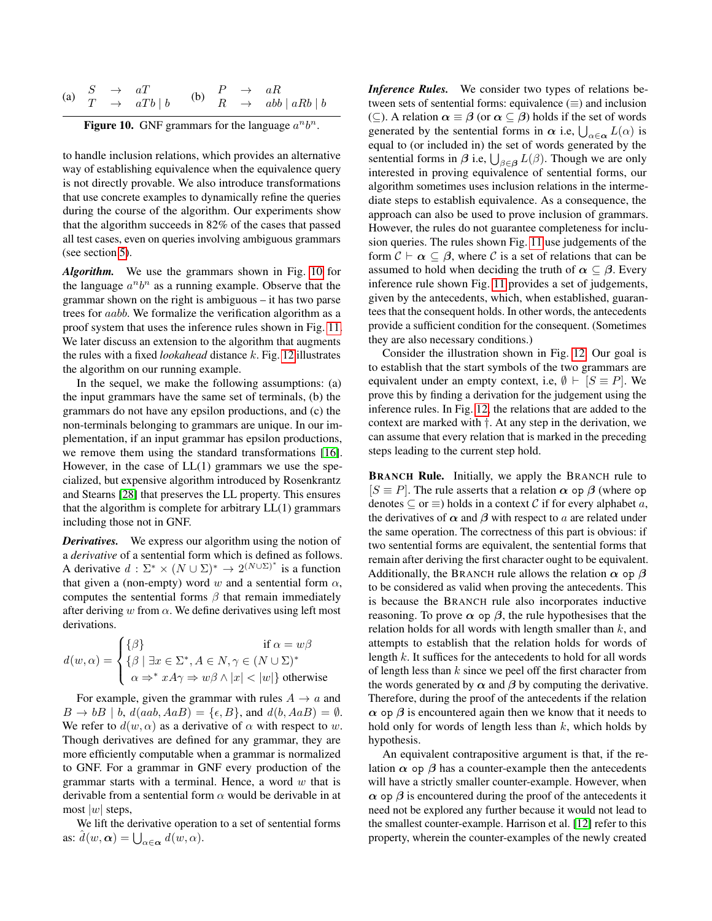$$
\text{(a)} \quad \begin{array}{lcl} S & \rightarrow & aT \\ T & \rightarrow & aTb \mid b \end{array} \qquad \text{(b)} \quad \begin{array}{lcl} P & \rightarrow & aR \\ R & \rightarrow & abb \mid aRb \mid b \end{array}
$$

**Figure 10.** GNF grammars for the language $a^n b^n$.

to handle inclusion relations, which provides an alternative way of establishing equivalence when the equivalence query is not directly provable. We also introduce transformations that use concrete examples to dynamically refine the queries during the course of the algorithm. Our experiments show that the algorithm succeeds in 82% of the cases that passed all test cases, even on queries involving ambiguous grammars (see section 5).

***Algorithm.*** We use the grammars shown in Fig. 10 for the language $a^n b^n$ as a running example. Observe that the grammar shown on the right is ambiguous – it has two parse trees for $aabb$. We formalize the verification algorithm as a proof system that uses the inference rules shown in Fig. 11. We later discuss an extension to the algorithm that augments the rules with a fixed *lookahead* distance $k$. Fig. 12 illustrates the algorithm on our running example.

In the sequel, we make the following assumptions: (a) the input grammars have the same set of terminals, (b) the grammars do not have any epsilon productions, and (c) the non-terminals belonging to grammars are unique. In our implementation, if an input grammar has epsilon productions, we remove them using the standard transformations [16]. However, in the case of LL(1) grammars we use the specialized, but expensive algorithm introduced by Rosenkrantz and Stearns [28] that preserves the LL property. This ensures that the algorithm is complete for arbitrary LL(1) grammars including those not in GNF.

***Derivatives.*** We express our algorithm using the notion of a *derivative* of a sentential form which is defined as follows. A derivative $d : \Sigma^* \times (N \cup \Sigma)^* \rightarrow 2^{(N \cup \Sigma)^*}$ is a function that given a (non-empty) word $w$ and a sentential form $\alpha$, computes the sentential forms $\beta$ that remain immediately after deriving $w$ from $\alpha$. We define derivatives using left most derivations.

$$
d(w, \alpha) = \begin{cases} \{\beta\} & \text{if } \alpha = w\beta \\ \{\beta \mid \exists x \in \Sigma^*, A \in N, \gamma \in (N \cup \Sigma)^* \\ \quad \alpha \Rightarrow^* xA\gamma \Rightarrow w\beta \wedge |x| < |w|\} & \text{otherwise} \end{cases}
$$

For example, given the grammar with rules $A \rightarrow a$ and $B \rightarrow bB \mid b$, $d(aab, AaB) = \{\epsilon, B\}$, and $d(b, AaB) = \emptyset$. We refer to $d(w, \alpha)$ as a derivative of $\alpha$ with respect to $w$. Though derivatives are defined for any grammar, they are more efficiently computable when a grammar is normalized to GNF. For a grammar in GNF every production of the grammar starts with a terminal. Hence, a word $w$ that is derivable from a sentential form $\alpha$ would be derivable in at most $|w|$ steps,

We lift the derivative operation to a set of sentential forms as: $\hat{d}(w, \boldsymbol{\alpha}) = \bigcup_{\alpha \in \boldsymbol{\alpha}} d(w, \alpha)$.

***Inference Rules.*** We consider two types of relations between sets of sentential forms: equivalence ($\equiv$) and inclusion ($\subseteq$). A relation $\boldsymbol{\alpha} \equiv \boldsymbol{\beta}$ (or $\boldsymbol{\alpha} \subseteq \boldsymbol{\beta}$) holds if the set of words generated by the sentential forms in $\boldsymbol{\alpha}$ i.e, $\bigcup_{\alpha \in \boldsymbol{\alpha}} L(\alpha)$ is equal to (or included in) the set of words generated by the sentential forms in $\boldsymbol{\beta}$ i.e, $\bigcup_{\beta \in \boldsymbol{\beta}} L(\beta)$. Though we are only interested in proving equivalence of sentential forms, our algorithm sometimes uses inclusion relations in the intermediate steps to establish equivalence. As a consequence, the approach can also be used to prove inclusion of grammars. However, the rules do not guarantee completeness for inclusion queries. The rules shown Fig. 11 use judgements of the form $\mathcal{C} \vdash \boldsymbol{\alpha} \subseteq \boldsymbol{\beta}$, where $\mathcal{C}$ is a set of relations that can be assumed to hold when deciding the truth of $\boldsymbol{\alpha} \subseteq \boldsymbol{\beta}$. Every inference rule shown Fig. 11 provides a set of judgements, given by the antecedents, which, when established, guarantees that the consequent holds. In other words, the antecedents provide a sufficient condition for the consequent. (Sometimes they are also necessary conditions.)

Consider the illustration shown in Fig. 12. Our goal is to establish that the start symbols of the two grammars are equivalent under an empty context, i.e, $\emptyset \vdash [S \equiv P]$. We prove this by finding a derivation for the judgement using the inference rules. In Fig. 12, the relations that are added to the context are marked with †. At any step in the derivation, we can assume that every relation that is marked in the preceding steps leading to the current step hold.

**BRANCH Rule.** Initially, we apply the BRANCH rule to $[S \equiv P]$. The rule asserts that a relation $\boldsymbol{\alpha}$ op $\boldsymbol{\beta}$ (where op denotes $\subseteq$ or $\equiv$) holds in a context $\mathcal{C}$ if for every alphabet $a$, the derivatives of $\boldsymbol{\alpha}$ and $\boldsymbol{\beta}$ with respect to $a$ are related under the same operation. The correctness of this part is obvious: if two sentential forms are equivalent, the sentential forms that remain after deriving the first character ought to be equivalent. Additionally, the BRANCH rule allows the relation $\boldsymbol{\alpha}$ op $\boldsymbol{\beta}$ to be considered as valid when proving the antecedents. This is because the BRANCH rule also incorporates inductive reasoning. To prove $\boldsymbol{\alpha}$ op $\boldsymbol{\beta}$, the rule hypothesises that the relation holds for all words with length smaller than $k$, and attempts to establish that the relation holds for words of length $k$. It suffices for the antecedents to hold for all words of length less than $k$ since we peel off the first character from the words generated by $\boldsymbol{\alpha}$ and $\boldsymbol{\beta}$ by computing the derivative. Therefore, during the proof of the antecedents if the relation $\boldsymbol{\alpha}$ op $\boldsymbol{\beta}$ is encountered again then we know that it needs to hold only for words of length less than $k$, which holds by hypothesis.

An equivalent contrapositive argument is that, if the relation $\boldsymbol{\alpha}$ op $\boldsymbol{\beta}$ has a counter-example then the antecedents will have a strictly smaller counter-example. However, when $\boldsymbol{\alpha}$ op $\boldsymbol{\beta}$ is encountered during the proof of the antecedents it need not be explored any further because it would not lead to the smallest counter-example. Harrison et al. [12] refer to this property, wherein the counter-examples of the newly created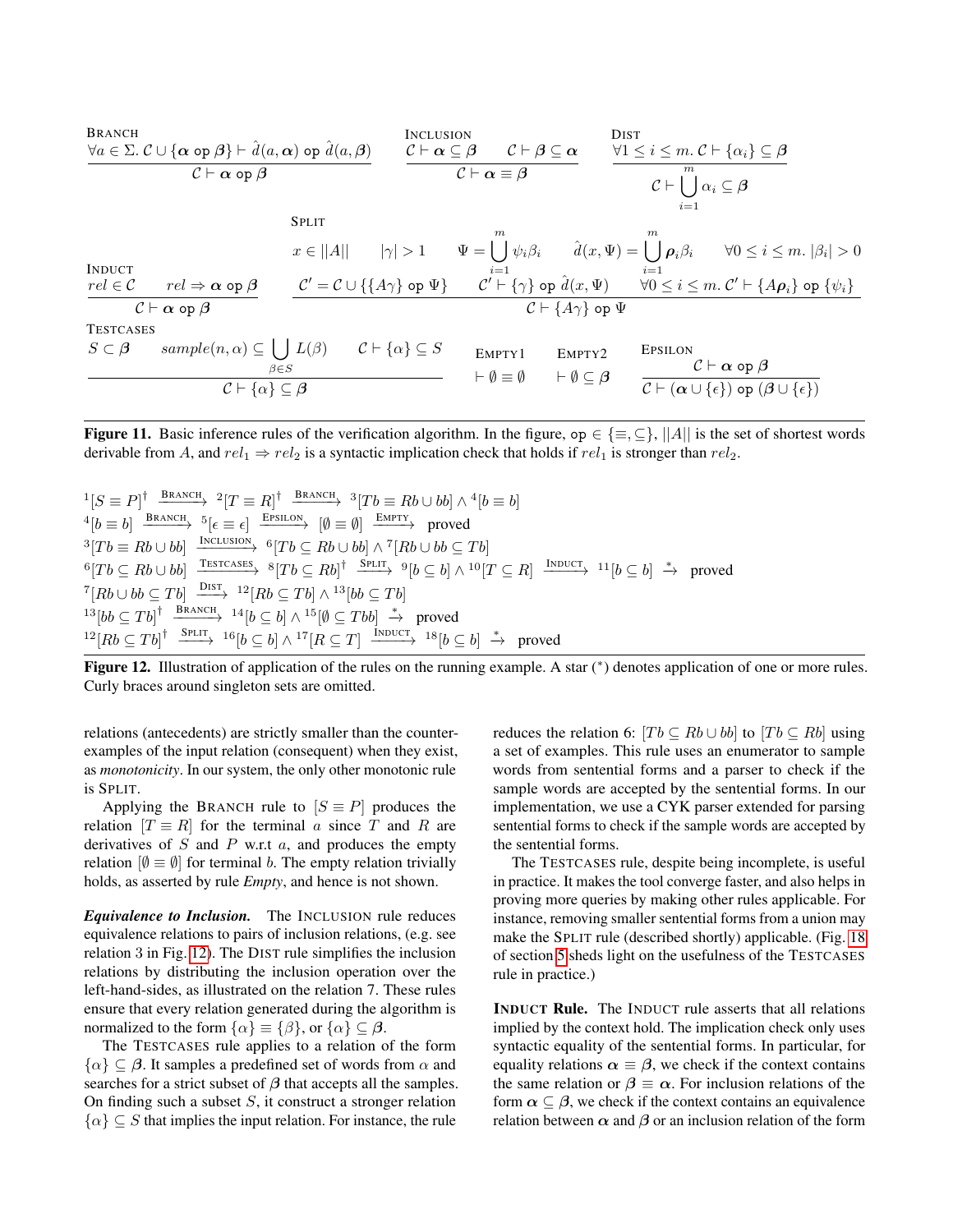$$\frac{\forall a \in \Sigma.\ \mathcal{C} \cup \{\boldsymbol{\alpha} \ \texttt{op}\ \boldsymbol{\beta}\} \vdash \hat{d}(a, \boldsymbol{\alpha}) \ \texttt{op}\ \hat{d}(a, \boldsymbol{\beta})}{\mathcal{C} \vdash \boldsymbol{\alpha} \ \texttt{op}\ \boldsymbol{\beta}} \ \textsc{Branch}$$

$$\frac{\mathcal{C} \vdash \boldsymbol{\alpha} \subseteq \boldsymbol{\beta} \qquad \mathcal{C} \vdash \boldsymbol{\beta} \subseteq \boldsymbol{\alpha}}{\mathcal{C} \vdash \boldsymbol{\alpha} \equiv \boldsymbol{\beta}} \ \textsc{Inclusion}$$

$$\frac{\forall 1 \leq i \leq m.\ \mathcal{C} \vdash \{\alpha_i\} \subseteq \boldsymbol{\beta}}{\mathcal{C} \vdash \bigcup_{i=1}^{m} \alpha_i \subseteq \boldsymbol{\beta}} \ \textsc{Dist}$$

$$\frac{rel \in \mathcal{C} \qquad rel \Rightarrow \boldsymbol{\alpha} \ \texttt{op}\ \boldsymbol{\beta}}{\mathcal{C} \vdash \boldsymbol{\alpha} \ \texttt{op}\ \boldsymbol{\beta}} \ \textsc{Induct}$$

$$\frac{\begin{array}{c} x \in ||A|| \qquad |\gamma| > 1 \qquad \Psi = \bigcup_{i=1}^{m} \psi_i \beta_i \qquad \hat{d}(x, \Psi) = \bigcup_{i=1}^{m} \boldsymbol{\rho}_i \beta_i \qquad \forall 0 \leq i \leq m.\ |\beta_i| > 0 \\ \mathcal{C}' = \mathcal{C} \cup \{\{A\gamma\} \ \texttt{op}\ \Psi\} \qquad \mathcal{C}' \vdash \{\gamma\} \ \texttt{op}\ \hat{d}(x, \Psi) \qquad \forall 0 \leq i \leq m.\ \mathcal{C}' \vdash \{A\boldsymbol{\rho}_i\} \ \texttt{op}\ \{\psi_i\} \end{array}}{\mathcal{C} \vdash \{A\gamma\} \ \texttt{op}\ \Psi} \ \textsc{Split}$$

$$\frac{S \subset \boldsymbol{\beta} \qquad sample(n, \alpha) \subseteq \bigcup_{\beta \in S} L(\beta) \qquad \mathcal{C} \vdash \{\alpha\} \subseteq S}{\mathcal{C} \vdash \{\alpha\} \subseteq \boldsymbol{\beta}} \ \textsc{Testcases}$$

$$\frac{}{\vdash \emptyset \equiv \emptyset} \ \textsc{Empty1} \qquad \frac{}{\vdash \emptyset \subseteq \boldsymbol{\beta}} \ \textsc{Empty2} \qquad \frac{\mathcal{C} \vdash \boldsymbol{\alpha} \ \texttt{op}\ \boldsymbol{\beta}}{\mathcal{C} \vdash (\boldsymbol{\alpha} \cup \{\epsilon\}) \ \texttt{op}\ (\boldsymbol{\beta} \cup \{\epsilon\})} \ \textsc{Epsilon}$$

**Figure 11.** Basic inference rules of the verification algorithm. In the figure, $\texttt{op} \in \{\equiv, \subseteq\}$, $||A||$ is the set of shortest words derivable from $A$, and $rel_1 \Rightarrow rel_2$ is a syntactic implication check that holds if $rel_1$ is stronger than $rel_2$.

$$^{1}[S \equiv P]^{\dagger} \xrightarrow{\textsc{Branch}} {}^{2}[T \equiv R]^{\dagger} \xrightarrow{\textsc{Branch}} {}^{3}[Tb \equiv Rb \cup bb] \wedge {}^{4}[b \equiv b]$$
$$^{4}[b \equiv b] \xrightarrow{\textsc{Branch}} {}^{5}[\epsilon \equiv \epsilon] \xrightarrow{\textsc{Epsilon}} [\emptyset \equiv \emptyset] \xrightarrow{\textsc{Empty}} \text{proved}$$
$$^{3}[Tb \equiv Rb \cup bb] \xrightarrow{\textsc{Inclusion}} {}^{6}[Tb \subseteq Rb \cup bb] \wedge {}^{7}[Rb \cup bb \subseteq Tb]$$
$$^{6}[Tb \subseteq Rb \cup bb] \xrightarrow{\textsc{Testcases}} {}^{8}[Tb \subseteq Rb]^{\dagger} \xrightarrow{\textsc{Split}} {}^{9}[b \subseteq b] \wedge {}^{10}[T \subseteq R] \xrightarrow{\textsc{Induct}} {}^{11}[b \subseteq b] \xrightarrow{*} \text{proved}$$
$$^{7}[Rb \cup bb \subseteq Tb] \xrightarrow{\textsc{Dist}} {}^{12}[Rb \subseteq Tb] \wedge {}^{13}[bb \subseteq Tb]$$
$$^{13}[bb \subseteq Tb]^{\dagger} \xrightarrow{\textsc{Branch}} {}^{14}[b \subseteq b] \wedge {}^{15}[\emptyset \subseteq Tbb] \xrightarrow{*} \text{proved}$$
$$^{12}[Rb \subseteq Tb]^{\dagger} \xrightarrow{\textsc{Split}} {}^{16}[b \subseteq b] \wedge {}^{17}[R \subseteq T] \xrightarrow{\textsc{Induct}} {}^{18}[b \subseteq b] \xrightarrow{*} \text{proved}$$

**Figure 12.** Illustration of application of the rules on the running example. A star (*) denotes application of one or more rules. Curly braces around singleton sets are omitted.

relations (antecedents) are strictly smaller than the counter-examples of the input relation (consequent) when they exist, as *monotonicity*. In our system, the only other monotonic rule is SPLIT.

Applying the BRANCH rule to $[S \equiv P]$ produces the relation $[T \equiv R]$ for the terminal $a$ since $T$ and $R$ are derivatives of $S$ and $P$ w.r.t $a$, and produces the empty relation $[\emptyset \equiv \emptyset]$ for terminal $b$. The empty relation trivially holds, as asserted by rule *Empty*, and hence is not shown.

***Equivalence to Inclusion.*** The INCLUSION rule reduces equivalence relations to pairs of inclusion relations, (e.g. see relation 3 in Fig. 12). The DIST rule simplifies the inclusion relations by distributing the inclusion operation over the left-hand-sides, as illustrated on the relation 7. These rules ensure that every relation generated during the algorithm is normalized to the form $\{\alpha\} \equiv \{\beta\}$, or $\{\alpha\} \subseteq \boldsymbol{\beta}$.

The TESTCASES rule applies to a relation of the form $\{\alpha\} \subseteq \boldsymbol{\beta}$. It samples a predefined set of words from $\alpha$ and searches for a strict subset of $\boldsymbol{\beta}$ that accepts all the samples. On finding such a subset $S$, it construct a stronger relation $\{\alpha\} \subseteq S$ that implies the input relation. For instance, the rule reduces the relation 6: $[Tb \subseteq Rb \cup bb]$ to $[Tb \subseteq Rb]$ using a set of examples. This rule uses an enumerator to sample words from sentential forms and a parser to check if the sample words are accepted by the sentential forms. In our implementation, we use a CYK parser extended for parsing sentential forms to check if the sample words are accepted by the sentential forms.

The TESTCASES rule, despite being incomplete, is useful in practice. It makes the tool converge faster, and also helps in proving more queries by making other rules applicable. For instance, removing smaller sentential forms from a union may make the SPLIT rule (described shortly) applicable. (Fig. 18 of section 5 sheds light on the usefulness of the TESTCASES rule in practice.)

**INDUCT Rule.** The INDUCT rule asserts that all relations implied by the context hold. The implication check only uses syntactic equality of the sentential forms. In particular, for equality relations $\boldsymbol{\alpha} \equiv \boldsymbol{\beta}$, we check if the context contains the same relation or $\boldsymbol{\beta} \equiv \boldsymbol{\alpha}$. For inclusion relations of the form $\boldsymbol{\alpha} \subseteq \boldsymbol{\beta}$, we check if the context contains an equivalence relation between $\boldsymbol{\alpha}$ and $\boldsymbol{\beta}$ or an inclusion relation of the form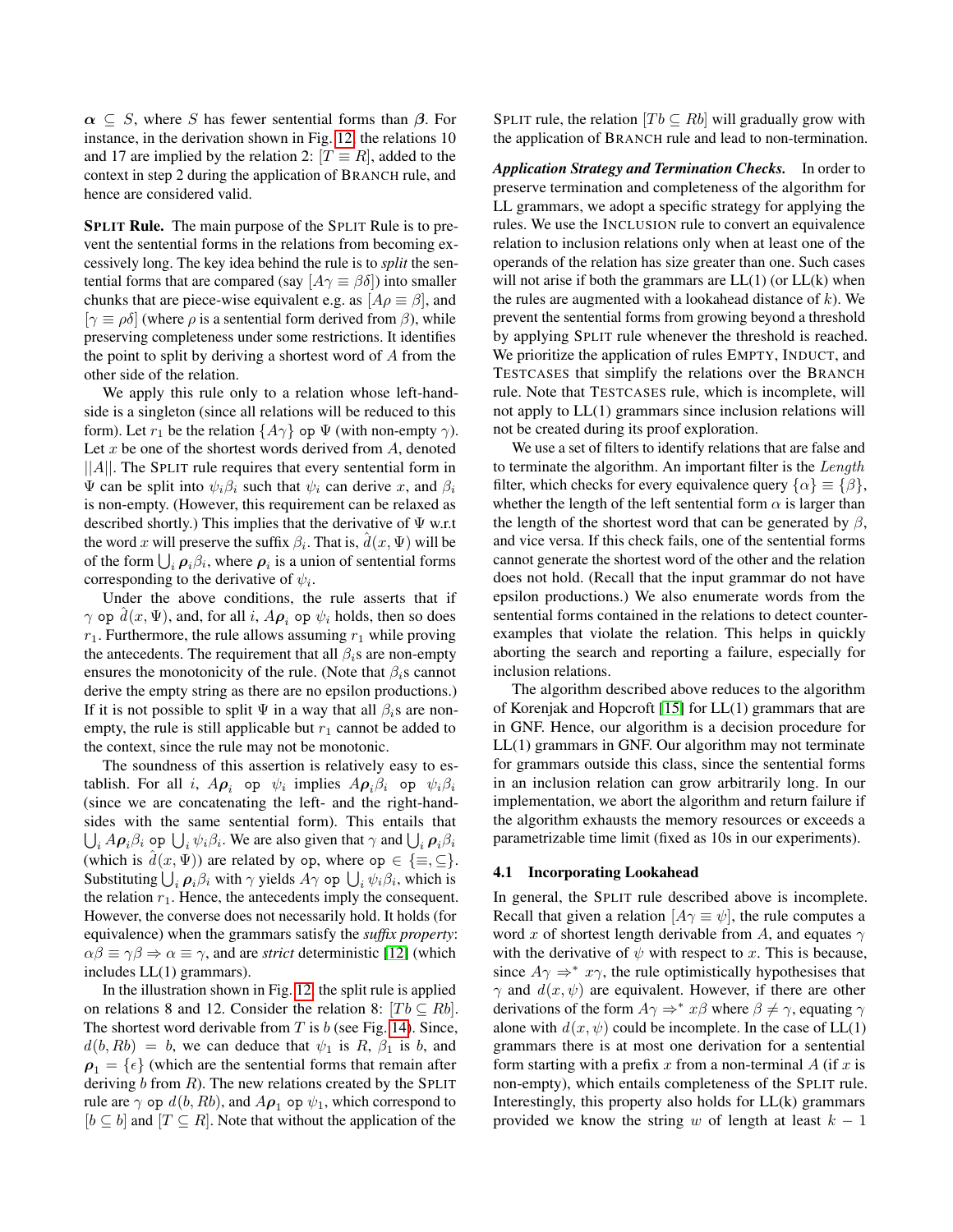$\boldsymbol{\alpha} \subseteq S$, where $S$ has fewer sentential forms than $\boldsymbol{\beta}$. For instance, in the derivation shown in Fig. 12, the relations 10 and 17 are implied by the relation 2: $[T \equiv R]$, added to the context in step 2 during the application of BRANCH rule, and hence are considered valid.

**SPLIT Rule.** The main purpose of the SPLIT Rule is to prevent the sentential forms in the relations from becoming excessively long. The key idea behind the rule is to *split* the sentential forms that are compared (say $[A\gamma \equiv \beta\delta]$) into smaller chunks that are piece-wise equivalent e.g. as $[A\rho \equiv \beta]$, and $[\gamma \equiv \rho\delta]$ (where $\rho$ is a sentential form derived from $\beta$), while preserving completeness under some restrictions. It identifies the point to split by deriving a shortest word of $A$ from the other side of the relation.

We apply this rule only to a relation whose left-hand-side is a singleton (since all relations will be reduced to this form). Let $r_1$ be the relation $\{A\gamma\}$ $\texttt{op}$ $\Psi$ (with non-empty $\gamma$). Let $x$ be one of the shortest words derived from $A$, denoted $||A||$. The SPLIT rule requires that every sentential form in $\Psi$ can be split into $\psi_i\beta_i$ such that $\psi_i$ can derive $x$, and $\beta_i$ is non-empty. (However, this requirement can be relaxed as described shortly.) This implies that the derivative of $\Psi$ w.r.t the word $x$ will preserve the suffix $\beta_i$. That is, $\hat{d}(x, \Psi)$ will be of the form $\bigcup_i \boldsymbol{\rho}_i\beta_i$, where $\boldsymbol{\rho}_i$ is a union of sentential forms corresponding to the derivative of $\psi_i$.

Under the above conditions, the rule asserts that if $\gamma$ $\texttt{op}$ $\hat{d}(x, \Psi)$, and, for all $i$, $A\boldsymbol{\rho}_i$ $\texttt{op}$ $\psi_i$ holds, then so does $r_1$. Furthermore, the rule allows assuming $r_1$ while proving the antecedents. The requirement that all $\beta_i$s are non-empty ensures the monotonicity of the rule. (Note that $\beta_i$s cannot derive the empty string as there are no epsilon productions.) If it is not possible to split $\Psi$ in a way that all $\beta_i$s are non-empty, the rule is still applicable but $r_1$ cannot be added to the context, since the rule may not be monotonic.

The soundness of this assertion is relatively easy to establish. For all $i$, $A\boldsymbol{\rho}_i$ $\texttt{op}$ $\psi_i$ implies $A\boldsymbol{\rho}_i\beta_i$ $\texttt{op}$ $\psi_i\beta_i$ (since we are concatenating the left- and the right-hand-sides with the same sentential form). This entails that $\bigcup_i A\boldsymbol{\rho}_i\beta_i$ $\texttt{op}$ $\bigcup_i \psi_i\beta_i$. We are also given that $\gamma$ and $\bigcup_i \boldsymbol{\rho}_i\beta_i$ (which is $\hat{d}(x, \Psi)$) are related by $\texttt{op}$, where $\texttt{op} \in \{\equiv, \subseteq\}$. Substituting $\bigcup_i \boldsymbol{\rho}_i\beta_i$ with $\gamma$ yields $A\gamma$ $\texttt{op}$ $\bigcup_i \psi_i\beta_i$, which is the relation $r_1$. Hence, the antecedents imply the consequent. However, the converse does not necessarily hold. It holds (for equivalence) when the grammars satisfy the *suffix property*: $\alpha\beta \equiv \gamma\beta \Rightarrow \alpha \equiv \gamma$, and are *strict* deterministic [12] (which includes LL(1) grammars).

In the illustration shown in Fig. 12, the split rule is applied on relations 8 and 12. Consider the relation 8: $[Tb \subseteq Rb]$. The shortest word derivable from $T$ is $b$ (see Fig. 14). Since, $d(b, Rb) = b$, we can deduce that $\psi_1$ is $R$, $\beta_1$ is $b$, and $\boldsymbol{\rho}_1 = \{\epsilon\}$ (which are the sentential forms that remain after deriving $b$ from $R$). The new relations created by the SPLIT rule are $\gamma$ $\texttt{op}$ $d(b, Rb)$, and $A\boldsymbol{\rho}_1$ $\texttt{op}$ $\psi_1$, which correspond to $[b \subseteq b]$ and $[T \subseteq R]$. Note that without the application of the SPLIT rule, the relation $[Tb \subseteq Rb]$ will gradually grow with the application of BRANCH rule and lead to non-termination.

***Application Strategy and Termination Checks.*** In order to preserve termination and completeness of the algorithm for LL grammars, we adopt a specific strategy for applying the rules. We use the INCLUSION rule to convert an equivalence relation to inclusion relations only when at least one of the operands of the relation has size greater than one. Such cases will not arise if both the grammars are LL(1) (or LL(k) when the rules are augmented with a lookahead distance of $k$). We prevent the sentential forms from growing beyond a threshold by applying SPLIT rule whenever the threshold is reached. We prioritize the application of rules EMPTY, INDUCT, and TESTCASES that simplify the relations over the BRANCH rule. Note that TESTCASES rule, which is incomplete, will not apply to LL(1) grammars since inclusion relations will not be created during its proof exploration.

We use a set of filters to identify relations that are false and to terminate the algorithm. An important filter is the *Length* filter, which checks for every equivalence query $\{\alpha\} \equiv \{\beta\}$, whether the length of the left sentential form $\alpha$ is larger than the length of the shortest word that can be generated by $\beta$, and vice versa. If this check fails, one of the sentential forms cannot generate the shortest word of the other and the relation does not hold. (Recall that the input grammar do not have epsilon productions.) We also enumerate words from the sentential forms contained in the relations to detect counter-examples that violate the relation. This helps in quickly aborting the search and reporting a failure, especially for inclusion relations.

The algorithm described above reduces to the algorithm of Korenjak and Hopcroft [15] for LL(1) grammars that are in GNF. Hence, our algorithm is a decision procedure for LL(1) grammars in GNF. Our algorithm may not terminate for grammars outside this class, since the sentential forms in an inclusion relation can grow arbitrarily long. In our implementation, we abort the algorithm and return failure if the algorithm exhausts the memory resources or exceeds a parametrizable time limit (fixed as 10s in our experiments).

### 4.1 Incorporating Lookahead

In general, the SPLIT rule described above is incomplete. Recall that given a relation $[A\gamma \equiv \psi]$, the rule computes a word $x$ of shortest length derivable from $A$, and equates $\gamma$ with the derivative of $\psi$ with respect to $x$. This is because, since $A\gamma \Rightarrow^* x\gamma$, the rule optimistically hypothesises that $\gamma$ and $d(x, \psi)$ are equivalent. However, if there are other derivations of the form $A\gamma \Rightarrow^* x\beta$ where $\beta \neq \gamma$, equating $\gamma$ alone with $d(x, \psi)$ could be incomplete. In the case of LL(1) grammars there is at most one derivation for a sentential form starting with a prefix $x$ from a non-terminal $A$ (if $x$ is non-empty), which entails completeness of the SPLIT rule. Interestingly, this property also holds for LL(k) grammars provided we know the string $w$ of length at least $k - 1$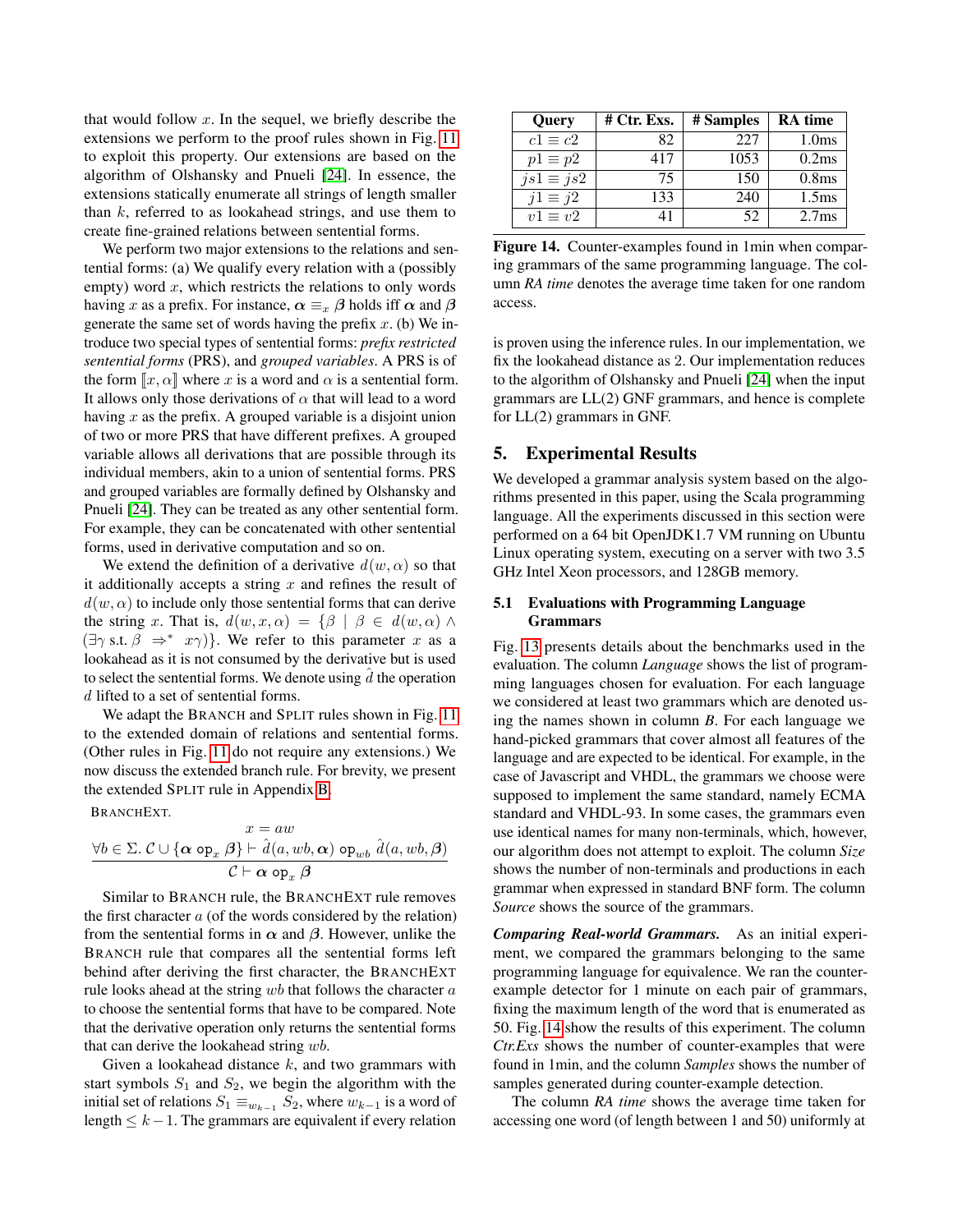that would follow $x$. In the sequel, we briefly describe the extensions we perform to the proof rules shown in Fig. 11 to exploit this property. Our extensions are based on the algorithm of Olshansky and Pnueli [24]. In essence, the extensions statically enumerate all strings of length smaller than $k$, referred to as lookahead strings, and use them to create fine-grained relations between sentential forms.

We perform two major extensions to the relations and sentential forms: (a) We qualify every relation with a (possibly empty) word $x$, which restricts the relations to only words having $x$ as a prefix. For instance, $\boldsymbol{\alpha} \equiv_x \boldsymbol{\beta}$ holds iff $\boldsymbol{\alpha}$ and $\boldsymbol{\beta}$ generate the same set of words having the prefix $x$. (b) We introduce two special types of sentential forms: *prefix restricted sentential forms* (PRS), and *grouped variables*. A PRS is of the form $[\![x, \alpha]\!]$ where $x$ is a word and $\alpha$ is a sentential form. It allows only those derivations of $\alpha$ that will lead to a word having $x$ as the prefix. A grouped variable is a disjoint union of two or more PRS that have different prefixes. A grouped variable allows all derivations that are possible through its individual members, akin to a union of sentential forms. PRS and grouped variables are formally defined by Olshansky and Pnueli [24]. They can be treated as any other sentential form. For example, they can be concatenated with other sentential forms, used in derivative computation and so on.

We extend the definition of a derivative $d(w, \alpha)$ so that it additionally accepts a string $x$ and refines the result of $d(w, \alpha)$ to include only those sentential forms that can derive the string $x$. That is, $d(w, x, \alpha) = \{\beta \mid \beta \in d(w, \alpha) \wedge (\exists \gamma \text{ s.t. } \beta \Rightarrow^* x\gamma)\}$. We refer to this parameter $x$ as a lookahead as it is not consumed by the derivative but is used to select the sentential forms. We denote using $\hat{d}$ the operation $d$ lifted to a set of sentential forms.

We adapt the BRANCH and SPLIT rules shown in Fig. 11 to the extended domain of relations and sentential forms. (Other rules in Fig. 11 do not require any extensions.) We now discuss the extended branch rule. For brevity, we present the extended SPLIT rule in Appendix B.

BRANCHEXT.

$$\frac{x = aw \qquad \forall b \in \Sigma.\ \mathcal{C} \cup \{\boldsymbol{\alpha}\ \mathtt{op}_x\ \boldsymbol{\beta}\} \vdash \hat{d}(a, wb, \boldsymbol{\alpha})\ \mathtt{op}_{wb}\ \hat{d}(a, wb, \boldsymbol{\beta})}{\mathcal{C} \vdash \boldsymbol{\alpha}\ \mathtt{op}_x\ \boldsymbol{\beta}}$$

Similar to BRANCH rule, the BRANCHEXT rule removes the first character $a$ (of the words considered by the relation) from the sentential forms in $\boldsymbol{\alpha}$ and $\boldsymbol{\beta}$. However, unlike the BRANCH rule that compares all the sentential forms left behind after deriving the first character, the BRANCHEXT rule looks ahead at the string $wb$ that follows the character $a$ to choose the sentential forms that have to be compared. Note that the derivative operation only returns the sentential forms that can derive the lookahead string $wb$.

Given a lookahead distance $k$, and two grammars with start symbols $S_1$ and $S_2$, we begin the algorithm with the initial set of relations $S_1 \equiv_{w_{k-1}} S_2$, where $w_{k-1}$ is a word of length $\leq k-1$. The grammars are equivalent if every relation is proven using the inference rules. In our implementation, we fix the lookahead distance as 2. Our implementation reduces to the algorithm of Olshansky and Pnueli [24] when the input grammars are LL(2) GNF grammars, and hence is complete for LL(2) grammars in GNF.

| Query | # Ctr. Exs. | # Samples | RA time |
|---|---|---|---|
| $c1 \equiv c2$ | 82 | 227 | 1.0ms |
| $p1 \equiv p2$ | 417 | 1053 | 0.2ms |
| $js1 \equiv js2$ | 75 | 150 | 0.8ms |
| $j1 \equiv j2$ | 133 | 240 | 1.5ms |
| $v1 \equiv v2$ | 41 | 52 | 2.7ms |

**Figure 14.** Counter-examples found in 1min when comparing grammars of the same programming language. The column *RA time* denotes the average time taken for one random access.

## 5. Experimental Results

We developed a grammar analysis system based on the algorithms presented in this paper, using the Scala programming language. All the experiments discussed in this section were performed on a 64 bit OpenJDK1.7 VM running on Ubuntu Linux operating system, executing on a server with two 3.5 GHz Intel Xeon processors, and 128GB memory.

### 5.1 Evaluations with Programming Language Grammars

Fig. 13 presents details about the benchmarks used in the evaluation. The column *Language* shows the list of programming languages chosen for evaluation. For each language we considered at least two grammars which are denoted using the names shown in column *B*. For each language we hand-picked grammars that cover almost all features of the language and are expected to be identical. For example, in the case of Javascript and VHDL, the grammars we choose were supposed to implement the same standard, namely ECMA standard and VHDL-93. In some cases, the grammars even use identical names for many non-terminals, which, however, our algorithm does not attempt to exploit. The column *Size* shows the number of non-terminals and productions in each grammar when expressed in standard BNF form. The column *Source* shows the source of the grammars.

***Comparing Real-world Grammars.*** As an initial experiment, we compared the grammars belonging to the same programming language for equivalence. We ran the counter-example detector for 1 minute on each pair of grammars, fixing the maximum length of the word that is enumerated as 50. Fig. 14 show the results of this experiment. The column *Ctr.Exs* shows the number of counter-examples that were found in 1min, and the column *Samples* shows the number of samples generated during counter-example detection.

The column *RA time* shows the average time taken for accessing one word (of length between 1 and 50) uniformly at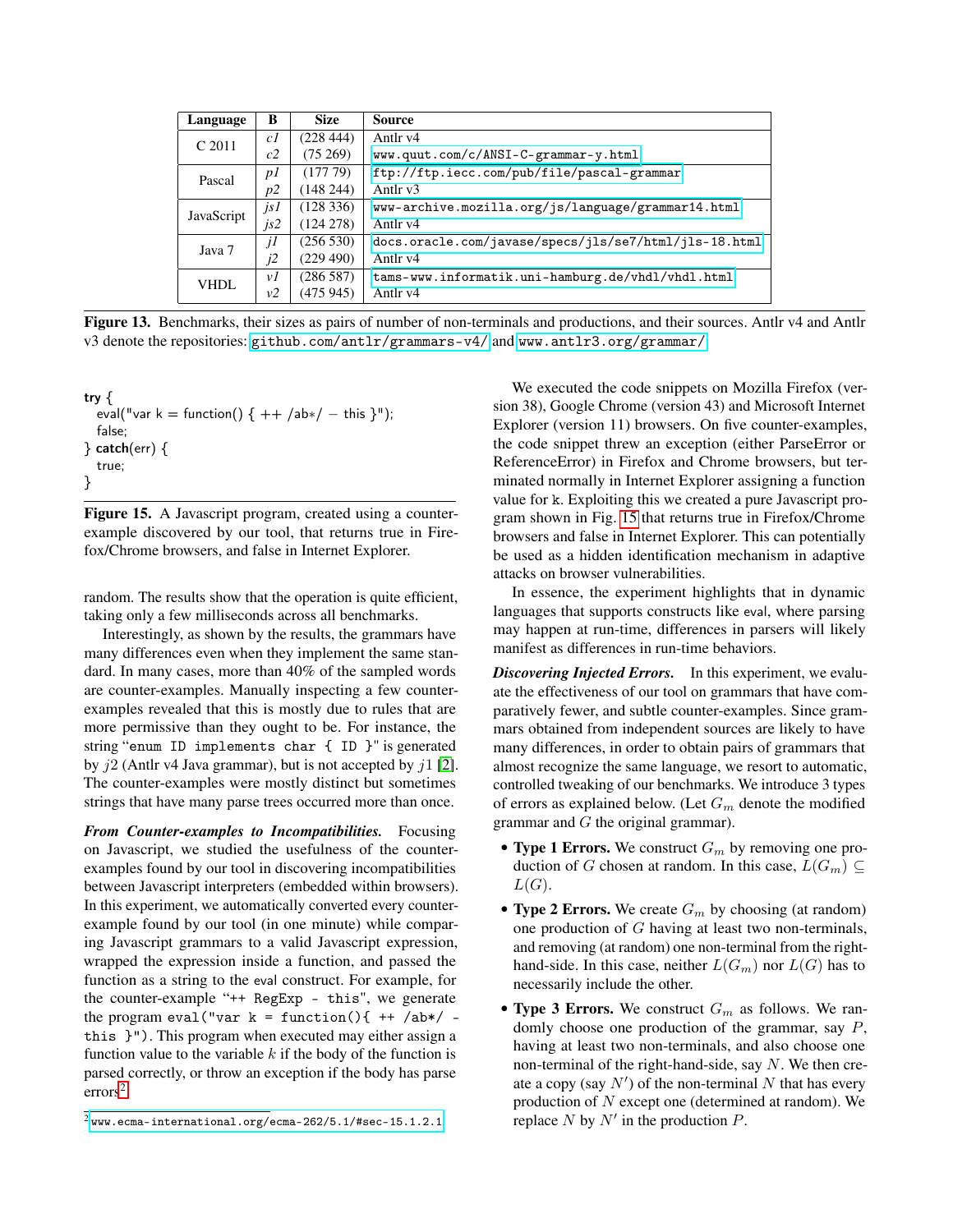| Language | B | Size | Source |
|---|---|---|---|
| C 2011 | *c1* | (228 444) | Antlr v4 |
| | *c2* | (75 269) | www.quut.com/c/ANSI-C-grammar-y.html |
| Pascal | *p1* | (177 79) | ftp://ftp.iecc.com/pub/file/pascal-grammar |
| | *p2* | (148 244) | Antlr v3 |
| JavaScript | *js1* | (128 336) | www-archive.mozilla.org/js/language/grammar14.html |
| | *js2* | (124 278) | Antlr v4 |
| Java 7 | *j1* | (256 530) | docs.oracle.com/javase/specs/jls/se7/html/jls-18.html |
| | *j2* | (229 490) | Antlr v4 |
| VHDL | *v1* | (286 587) | tams-www.informatik.uni-hamburg.de/vhdl/vhdl.html |
| | *v2* | (475 945) | Antlr v4 |

**Figure 13.** Benchmarks, their sizes as pairs of number of non-terminals and productions, and their sources. Antlr v4 and Antlr v3 denote the repositories: github.com/antlr/grammars-v4/ and www.antlr3.org/grammar/

```
try {
  eval("var k = function() { ++ /ab*/ − this }");
  false;
} catch(err) {
  true;
}
```

**Figure 15.** A Javascript program, created using a counter-example discovered by our tool, that returns true in Firefox/Chrome browsers, and false in Internet Explorer.

random. The results show that the operation is quite efficient, taking only a few milliseconds across all benchmarks.

Interestingly, as shown by the results, the grammars have many differences even when they implement the same standard. In many cases, more than 40% of the sampled words are counter-examples. Manually inspecting a few counter-examples revealed that this is mostly due to rules that are more permissive than they ought to be. For instance, the string "`enum ID implements char { ID }`" is generated by $j2$ (Antlr v4 Java grammar), but is not accepted by $j1$ [2]. The counter-examples were mostly distinct but sometimes strings that have many parse trees occurred more than once.

***From Counter-examples to Incompatibilities.*** Focusing on Javascript, we studied the usefulness of the counter-examples found by our tool in discovering incompatibilities between Javascript interpreters (embedded within browsers). In this experiment, we automatically converted every counter-example found by our tool (in one minute) while comparing Javascript grammars to a valid Javascript expression, wrapped the expression inside a function, and passed the function as a string to the eval construct. For example, for the counter-example "`++ RegExp - this`", we generate the program `eval("var k = function(){ ++ /ab*/ - this }")`. This program when executed may either assign a function value to the variable $k$ if the body of the function is parsed correctly, or throw an exception if the body has parse errors[2].

[2] www.ecma-international.org/ecma-262/5.1/#sec-15.1.2.1

We executed the code snippets on Mozilla Firefox (version 38), Google Chrome (version 43) and Microsoft Internet Explorer (version 11) browsers. On five counter-examples, the code snippet threw an exception (either ParseError or ReferenceError) in Firefox and Chrome browsers, but terminated normally in Internet Explorer assigning a function value for k. Exploiting this we created a pure Javascript program shown in Fig. 15 that returns true in Firefox/Chrome browsers and false in Internet Explorer. This can potentially be used as a hidden identification mechanism in adaptive attacks on browser vulnerabilities.

In essence, the experiment highlights that in dynamic languages that supports constructs like eval, where parsing may happen at run-time, differences in parsers will likely manifest as differences in run-time behaviors.

***Discovering Injected Errors.*** In this experiment, we evaluate the effectiveness of our tool on grammars that have comparatively fewer, and subtle counter-examples. Since grammars obtained from independent sources are likely to have many differences, in order to obtain pairs of grammars that almost recognize the same language, we resort to automatic, controlled tweaking of our benchmarks. We introduce 3 types of errors as explained below. (Let $G_m$ denote the modified grammar and $G$ the original grammar).

- **Type 1 Errors.** We construct $G_m$ by removing one production of $G$ chosen at random. In this case, $L(G_m) \subseteq L(G)$.
- **Type 2 Errors.** We create $G_m$ by choosing (at random) one production of $G$ having at least two non-terminals, and removing (at random) one non-terminal from the right-hand-side. In this case, neither $L(G_m)$ nor $L(G)$ has to necessarily include the other.
- **Type 3 Errors.** We construct $G_m$ as follows. We randomly choose one production of the grammar, say $P$, having at least two non-terminals, and also choose one non-terminal of the right-hand-side, say $N$. We then create a copy (say $N'$) of the non-terminal $N$ that has every production of $N$ except one (determined at random). We replace $N$ by $N'$ in the production $P$.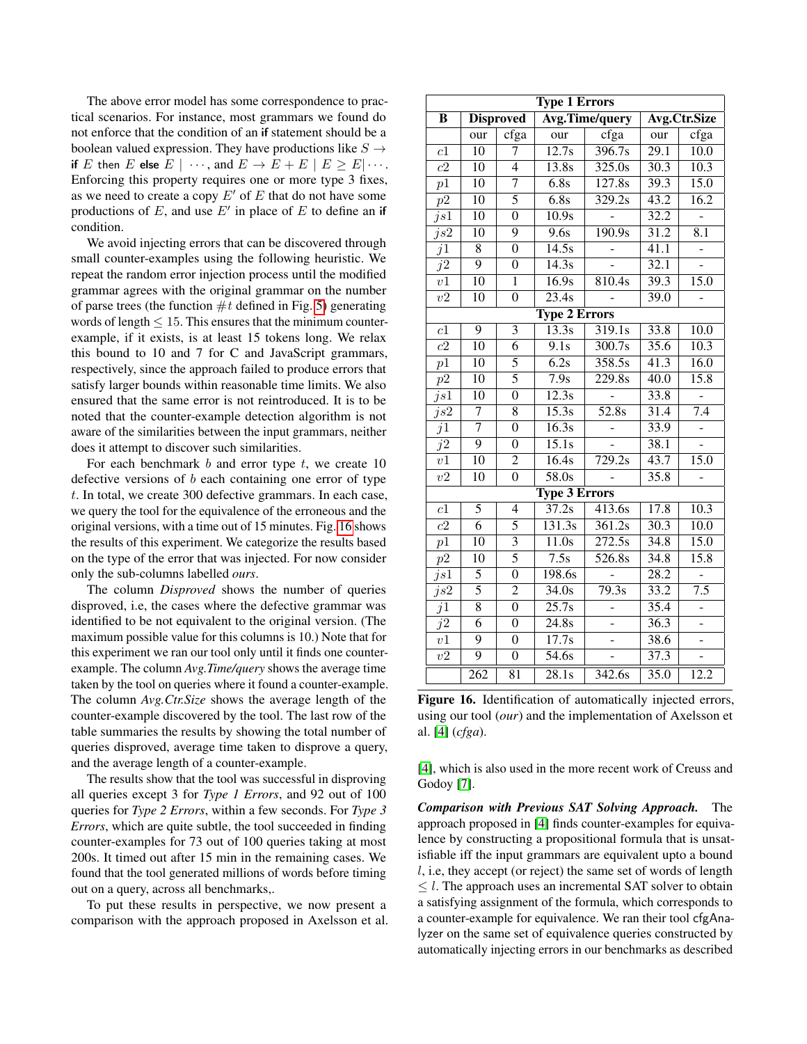The above error model has some correspondence to practical scenarios. For instance, most grammars we found do not enforce that the condition of an **if** statement should be a boolean valued expression. They have productions like $S \rightarrow$ **if** $E$ then $E$ **else** $E \mid \cdots$, and $E \rightarrow E + E \mid E \geq E \mid \cdots$. Enforcing this property requires one or more type 3 fixes, as we need to create a copy $E'$ of $E$ that do not have some productions of $E$, and use $E'$ in place of $E$ to define an **if** condition.

We avoid injecting errors that can be discovered through small counter-examples using the following heuristic. We repeat the random error injection process until the modified grammar agrees with the original grammar on the number of parse trees (the function $\#t$ defined in Fig. 5) generating words of length $\leq 15$. This ensures that the minimum counter-example, if it exists, is at least 15 tokens long. We relax this bound to 10 and 7 for C and JavaScript grammars, respectively, since the approach failed to produce errors that satisfy larger bounds within reasonable time limits. We also ensured that the same error is not reintroduced. It is to be noted that the counter-example detection algorithm is not aware of the similarities between the input grammars, neither does it attempt to discover such similarities.

For each benchmark $b$ and error type $t$, we create 10 defective versions of $b$ each containing one error of type $t$. In total, we create 300 defective grammars. In each case, we query the tool for the equivalence of the erroneous and the original versions, with a time out of 15 minutes. Fig. 16 shows the results of this experiment. We categorize the results based on the type of the error that was injected. For now consider only the sub-columns labelled *ours*.

The column *Disproved* shows the number of queries disproved, i.e, the cases where the defective grammar was identified to be not equivalent to the original version. (The maximum possible value for this columns is 10.) Note that for this experiment we ran our tool only until it finds one counter-example. The column *Avg.Time/query* shows the average time taken by the tool on queries where it found a counter-example. The column *Avg.Ctr.Size* shows the average length of the counter-example discovered by the tool. The last row of the table summaries the results by showing the total number of queries disproved, average time taken to disprove a query, and the average length of a counter-example.

The results show that the tool was successful in disproving all queries except 3 for *Type 1 Errors*, and 92 out of 100 queries for *Type 2 Errors*, within a few seconds. For *Type 3 Errors*, which are quite subtle, the tool succeeded in finding counter-examples for 73 out of 100 queries taking at most 200s. It timed out after 15 min in the remaining cases. We found that the tool generated millions of words before timing out on a query, across all benchmarks,.

To put these results in perspective, we now present a comparison with the approach proposed in Axelsson et al. [4], which is also used in the more recent work of Creuss and Godoy [7].

| B | Disproved | | Avg.Time/query | | Avg.Ctr.Size | |
|---|---|---|---|---|---|---|
| | our | cfga | our | cfga | our | cfga |
| **Type 1 Errors** | | | | | | |
| $c1$ | 10 | 7 | 12.7s | 396.7s | 29.1 | 10.0 |
| $c2$ | 10 | 4 | 13.8s | 325.0s | 30.3 | 10.3 |
| $p1$ | 10 | 7 | 6.8s | 127.8s | 39.3 | 15.0 |
| $p2$ | 10 | 5 | 6.8s | 329.2s | 43.2 | 16.2 |
| $js1$ | 10 | 0 | 10.9s | - | 32.2 | - |
| $js2$ | 10 | 9 | 9.6s | 190.9s | 31.2 | 8.1 |
| $j1$ | 8 | 0 | 14.5s | - | 41.1 | - |
| $j2$ | 9 | 0 | 14.3s | - | 32.1 | - |
| $v1$ | 10 | 1 | 16.9s | 810.4s | 39.3 | 15.0 |
| $v2$ | 10 | 0 | 23.4s | - | 39.0 | - |
| **Type 2 Errors** | | | | | | |
| $c1$ | 9 | 3 | 13.3s | 319.1s | 33.8 | 10.0 |
| $c2$ | 10 | 6 | 9.1s | 300.7s | 35.6 | 10.3 |
| $p1$ | 10 | 5 | 6.2s | 358.5s | 41.3 | 16.0 |
| $p2$ | 10 | 5 | 7.9s | 229.8s | 40.0 | 15.8 |
| $js1$ | 10 | 0 | 12.3s | - | 33.8 | - |
| $js2$ | 7 | 8 | 15.3s | 52.8s | 31.4 | 7.4 |
| $j1$ | 7 | 0 | 16.3s | - | 33.9 | - |
| $j2$ | 9 | 0 | 15.1s | - | 38.1 | - |
| $v1$ | 10 | 2 | 16.4s | 729.2s | 43.7 | 15.0 |
| $v2$ | 10 | 0 | 58.0s | - | 35.8 | - |
| **Type 3 Errors** | | | | | | |
| $c1$ | 5 | 4 | 37.2s | 413.6s | 17.8 | 10.3 |
| $c2$ | 6 | 5 | 131.3s | 361.2s | 30.3 | 10.0 |
| $p1$ | 10 | 3 | 11.0s | 272.5s | 34.8 | 15.0 |
| $p2$ | 10 | 5 | 7.5s | 526.8s | 34.8 | 15.8 |
| $js1$ | 5 | 0 | 198.6s | - | 28.2 | - |
| $js2$ | 5 | 2 | 34.0s | 79.3s | 33.2 | 7.5 |
| $j1$ | 8 | 0 | 25.7s | - | 35.4 | - |
| $j2$ | 6 | 0 | 24.8s | - | 36.3 | - |
| $v1$ | 9 | 0 | 17.7s | - | 38.6 | - |
| $v2$ | 9 | 0 | 54.6s | - | 37.3 | - |
| | 262 | 81 | 28.1s | 342.6s | 35.0 | 12.2 |

**Figure 16.** Identification of automatically injected errors, using our tool (*our*) and the implementation of Axelsson et al. [4] (*cfga*).

***Comparison with Previous SAT Solving Approach.*** The approach proposed in [4] finds counter-examples for equivalence by constructing a propositional formula that is unsatisfiable iff the input grammars are equivalent upto a bound $l$, i.e, they accept (or reject) the same set of words of length $\leq l$. The approach uses an incremental SAT solver to obtain a satisfying assignment of the formula, which corresponds to a counter-example for equivalence. We ran their tool cfgAnalyzer on the same set of equivalence queries constructed by automatically injecting errors in our benchmarks as described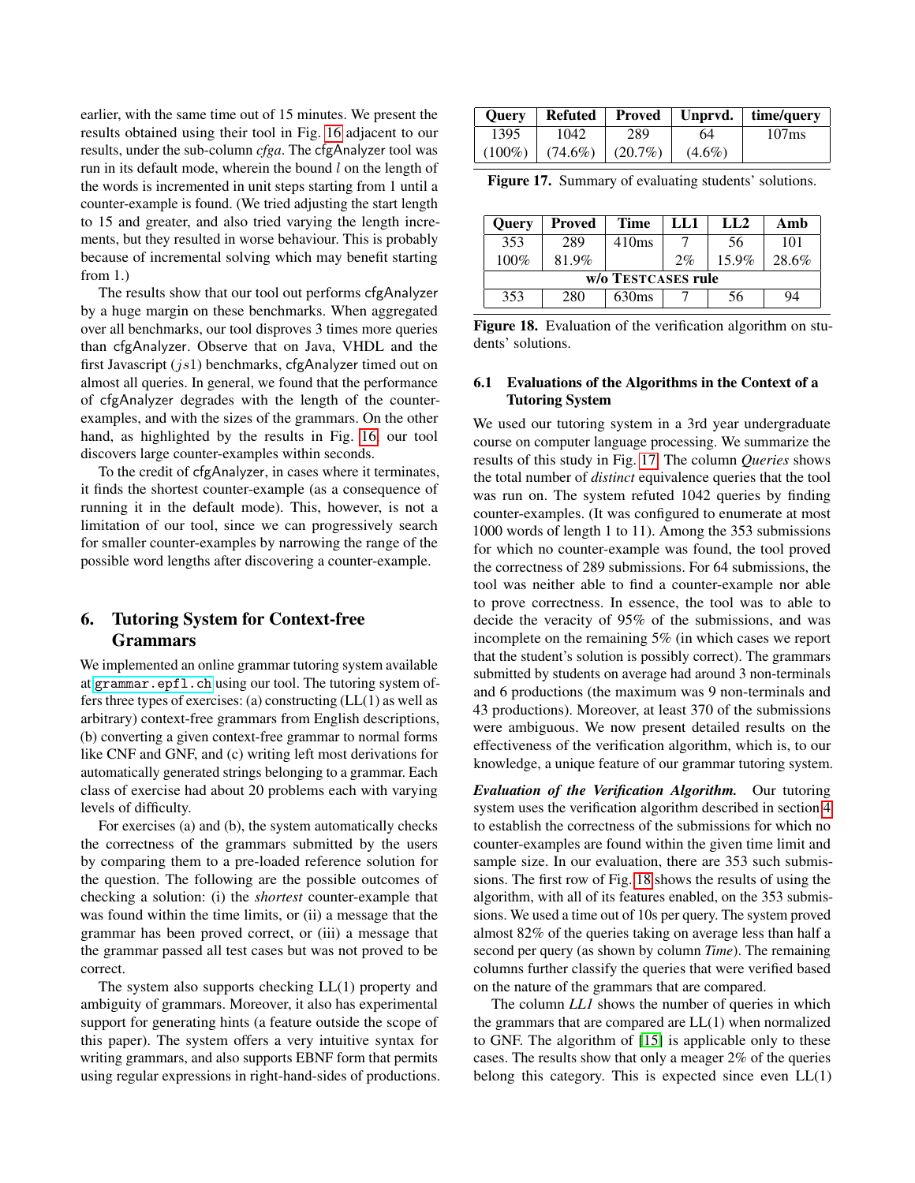earlier, with the same time out of 15 minutes. We present the results obtained using their tool in Fig. 16 adjacent to our results, under the sub-column *cfga*. The cfgAnalyzer tool was run in its default mode, wherein the bound $l$ on the length of the words is incremented in unit steps starting from 1 until a counter-example is found. (We tried adjusting the start length to 15 and greater, and also tried varying the length increments, but they resulted in worse behaviour. This is probably because of incremental solving which may benefit starting from 1.)

The results show that our tool out performs cfgAnalyzer by a huge margin on these benchmarks. When aggregated over all benchmarks, our tool disproves 3 times more queries than cfgAnalyzer. Observe that on Java, VHDL and the first Javascript ($js1$) benchmarks, cfgAnalyzer timed out on almost all queries. In general, we found that the performance of cfgAnalyzer degrades with the length of the counter-examples, and with the sizes of the grammars. On the other hand, as highlighted by the results in Fig. 16, our tool discovers large counter-examples within seconds.

To the credit of cfgAnalyzer, in cases where it terminates, it finds the shortest counter-example (as a consequence of running it in the default mode). This, however, is not a limitation of our tool, since we can progressively search for smaller counter-examples by narrowing the range of the possible word lengths after discovering a counter-example.

## 6. Tutoring System for Context-free Grammars

We implemented an online grammar tutoring system available at grammar.epfl.ch using our tool. The tutoring system offers three types of exercises: (a) constructing (LL(1) as well as arbitrary) context-free grammars from English descriptions, (b) converting a given context-free grammar to normal forms like CNF and GNF, and (c) writing left most derivations for automatically generated strings belonging to a grammar. Each class of exercise had about 20 problems each with varying levels of difficulty.

For exercises (a) and (b), the system automatically checks the correctness of the grammars submitted by the users by comparing them to a pre-loaded reference solution for the question. The following are the possible outcomes of checking a solution: (i) the *shortest* counter-example that was found within the time limits, or (ii) a message that the grammar has been proved correct, or (iii) a message that the grammar passed all test cases but was not proved to be correct.

The system also supports checking LL(1) property and ambiguity of grammars. Moreover, it also has experimental support for generating hints (a feature outside the scope of this paper). The system offers a very intuitive syntax for writing grammars, and also supports EBNF form that permits using regular expressions in right-hand-sides of productions.

| Query | Refuted | Proved | Unprvd. | time/query |
|---|---|---|---|---|
| 1395 (100%) | 1042 (74.6%) | 289 (20.7%) | 64 (4.6%) | 107ms |

**Figure 17.** Summary of evaluating students' solutions.

| Query | Proved | Time | LL1 | LL2 | Amb |
|---|---|---|---|---|---|
| 353 | 289 | 410ms | 7 | 56 | 101 |
| 100% | 81.9% | | 2% | 15.9% | 28.6% |
| w/o TESTCASES rule | | | | | |
| 353 | 280 | 630ms | 7 | 56 | 94 |

**Figure 18.** Evaluation of the verification algorithm on students' solutions.

### 6.1 Evaluations of the Algorithms in the Context of a Tutoring System

We used our tutoring system in a 3rd year undergraduate course on computer language processing. We summarize the results of this study in Fig. 17. The column *Queries* shows the total number of *distinct* equivalence queries that the tool was run on. The system refuted 1042 queries by finding counter-examples. (It was configured to enumerate at most 1000 words of length 1 to 11). Among the 353 submissions for which no counter-example was found, the tool proved the correctness of 289 submissions. For 64 submissions, the tool was neither able to find a counter-example nor able to prove correctness. In essence, the tool was to able to decide the veracity of 95% of the submissions, and was incomplete on the remaining 5% (in which cases we report that the student's solution is possibly correct). The grammars submitted by students on average had around 3 non-terminals and 6 productions (the maximum was 9 non-terminals and 43 productions). Moreover, at least 370 of the submissions were ambiguous. We now present detailed results on the effectiveness of the verification algorithm, which is, to our knowledge, a unique feature of our grammar tutoring system.

***Evaluation of the Verification Algorithm.*** Our tutoring system uses the verification algorithm described in section 4 to establish the correctness of the submissions for which no counter-examples are found within the given time limit and sample size. In our evaluation, there are 353 such submissions. The first row of Fig. 18 shows the results of using the algorithm, with all of its features enabled, on the 353 submissions. We used a time out of 10s per query. The system proved almost 82% of the queries taking on average less than half a second per query (as shown by column *Time*). The remaining columns further classify the queries that were verified based on the nature of the grammars that are compared.

The column *LL1* shows the number of queries in which the grammars that are compared are LL(1) when normalized to GNF. The algorithm of [15] is applicable only to these cases. The results show that only a meager 2% of the queries belong this category. This is expected since even LL(1)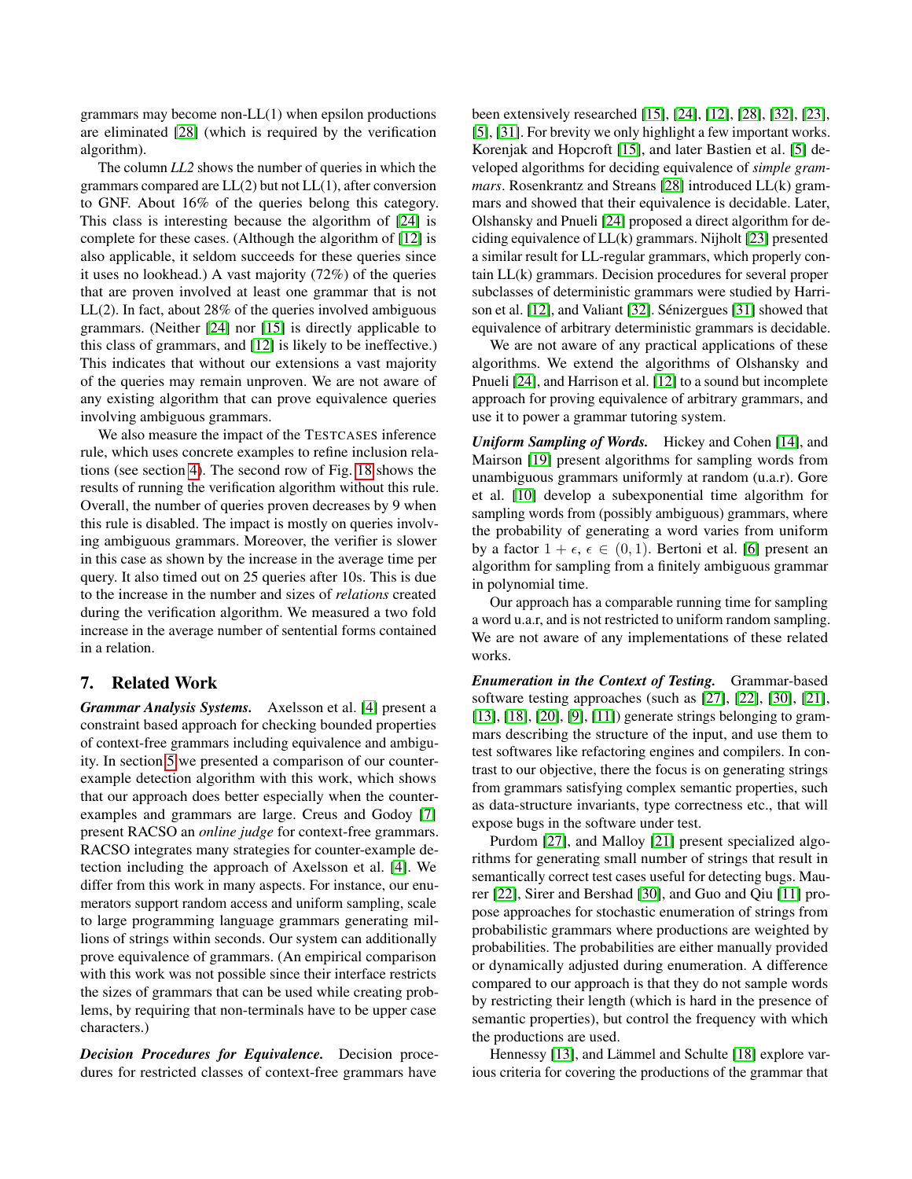grammars may become non-LL(1) when epsilon productions are eliminated [28] (which is required by the verification algorithm).

The column *LL2* shows the number of queries in which the grammars compared are LL(2) but not LL(1), after conversion to GNF. About 16% of the queries belong this category. This class is interesting because the algorithm of [24] is complete for these cases. (Although the algorithm of [12] is also applicable, it seldom succeeds for these queries since it uses no lookhead.) A vast majority (72%) of the queries that are proven involved at least one grammar that is not LL(2). In fact, about 28% of the queries involved ambiguous grammars. (Neither [24] nor [15] is directly applicable to this class of grammars, and [12] is likely to be ineffective.) This indicates that without our extensions a vast majority of the queries may remain unproven. We are not aware of any existing algorithm that can prove equivalence queries involving ambiguous grammars.

We also measure the impact of the TESTCASES inference rule, which uses concrete examples to refine inclusion relations (see section 4). The second row of Fig. 18 shows the results of running the verification algorithm without this rule. Overall, the number of queries proven decreases by 9 when this rule is disabled. The impact is mostly on queries involving ambiguous grammars. Moreover, the verifier is slower in this case as shown by the increase in the average time per query. It also timed out on 25 queries after 10s. This is due to the increase in the number and sizes of *relations* created during the verification algorithm. We measured a two fold increase in the average number of sentential forms contained in a relation.

## 7. Related Work

***Grammar Analysis Systems.*** Axelsson et al. [4] present a constraint based approach for checking bounded properties of context-free grammars including equivalence and ambiguity. In section 5 we presented a comparison of our counter-example detection algorithm with this work, which shows that our approach does better especially when the counter-examples and grammars are large. Creus and Godoy [7] present RACSO an *online judge* for context-free grammars. RACSO integrates many strategies for counter-example detection including the approach of Axelsson et al. [4]. We differ from this work in many aspects. For instance, our enumerators support random access and uniform sampling, scale to large programming language grammars generating millions of strings within seconds. Our system can additionally prove equivalence of grammars. (An empirical comparison with this work was not possible since their interface restricts the sizes of grammars that can be used while creating problems, by requiring that non-terminals have to be upper case characters.)

***Decision Procedures for Equivalence.*** Decision procedures for restricted classes of context-free grammars have been extensively researched [15], [24], [12], [28], [32], [23], [5], [31]. For brevity we only highlight a few important works. Korenjak and Hopcroft [15], and later Bastien et al. [5] developed algorithms for deciding equivalence of *simple grammars*. Rosenkrantz and Streans [28] introduced LL(k) grammars and showed that their equivalence is decidable. Later, Olshansky and Pnueli [24] proposed a direct algorithm for deciding equivalence of LL(k) grammars. Nijholt [23] presented a similar result for LL-regular grammars, which properly contain LL(k) grammars. Decision procedures for several proper subclasses of deterministic grammars were studied by Harrison et al. [12], and Valiant [32]. Sénizergues [31] showed that equivalence of arbitrary deterministic grammars is decidable.

We are not aware of any practical applications of these algorithms. We extend the algorithms of Olshansky and Pnueli [24], and Harrison et al. [12] to a sound but incomplete approach for proving equivalence of arbitrary grammars, and use it to power a grammar tutoring system.

***Uniform Sampling of Words.*** Hickey and Cohen [14], and Mairson [19] present algorithms for sampling words from unambiguous grammars uniformly at random (u.a.r). Gore et al. [10] develop a subexponential time algorithm for sampling words from (possibly ambiguous) grammars, where the probability of generating a word varies from uniform by a factor $1 + \epsilon$, $\epsilon \in (0, 1)$. Bertoni et al. [6] present an algorithm for sampling from a finitely ambiguous grammar in polynomial time.

Our approach has a comparable running time for sampling a word u.a.r, and is not restricted to uniform random sampling. We are not aware of any implementations of these related works.

***Enumeration in the Context of Testing.*** Grammar-based software testing approaches (such as [27], [22], [30], [21], [13], [18], [20], [9], [11]) generate strings belonging to grammars describing the structure of the input, and use them to test softwares like refactoring engines and compilers. In contrast to our objective, there the focus is on generating strings from grammars satisfying complex semantic properties, such as data-structure invariants, type correctness etc., that will expose bugs in the software under test.

Purdom [27], and Malloy [21] present specialized algorithms for generating small number of strings that result in semantically correct test cases useful for detecting bugs. Maurer [22], Sirer and Bershad [30], and Guo and Qiu [11] propose approaches for stochastic enumeration of strings from probabilistic grammars where productions are weighted by probabilities. The probabilities are either manually provided or dynamically adjusted during enumeration. A difference compared to our approach is that they do not sample words by restricting their length (which is hard in the presence of semantic properties), but control the frequency with which the productions are used.

Hennessy [13], and Lämmel and Schulte [18] explore various criteria for covering the productions of the grammar that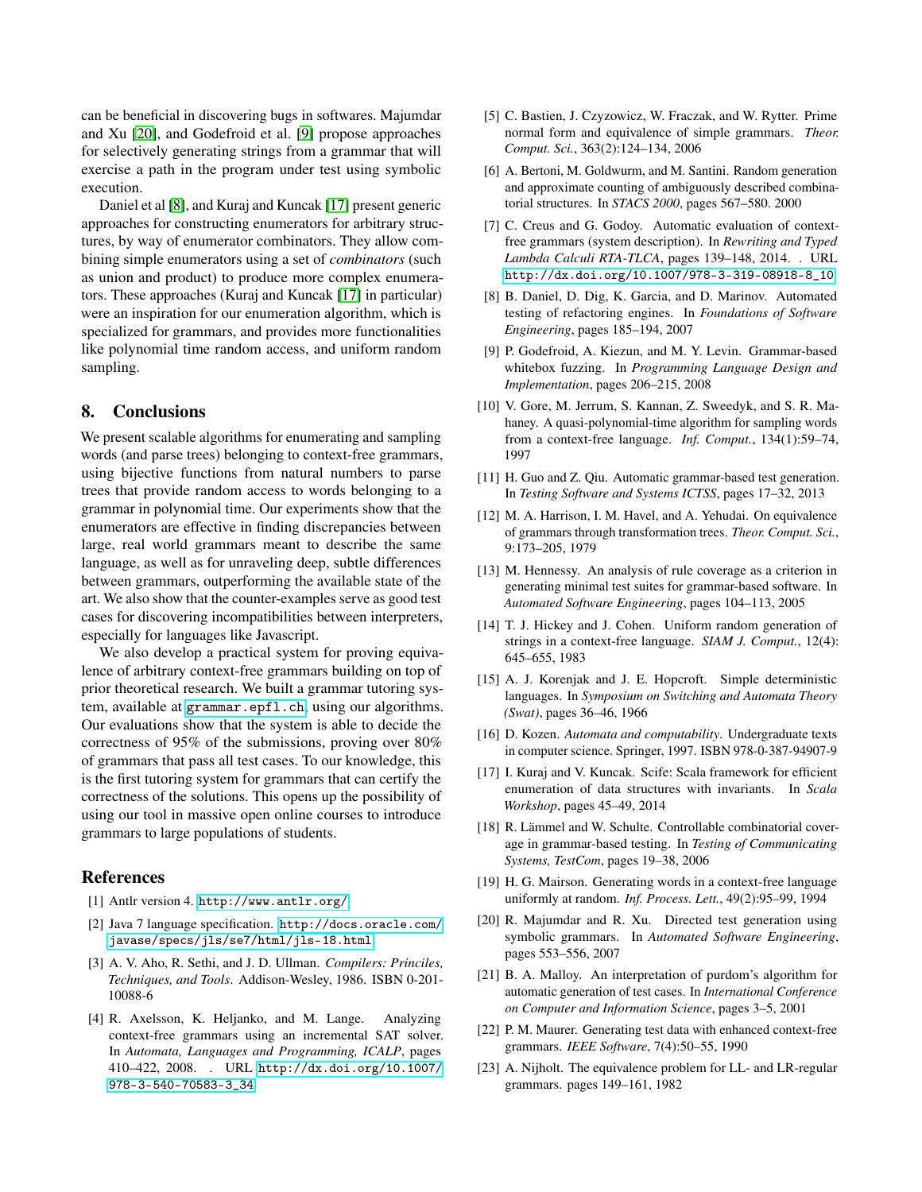can be beneficial in discovering bugs in softwares. Majumdar and Xu [20], and Godefroid et al. [9] propose approaches for selectively generating strings from a grammar that will exercise a path in the program under test using symbolic execution.

Daniel et al [8], and Kuraj and Kuncak [17] present generic approaches for constructing enumerators for arbitrary structures, by way of enumerator combinators. They allow combining simple enumerators using a set of *combinators* (such as union and product) to produce more complex enumerators. These approaches (Kuraj and Kuncak [17] in particular) were an inspiration for our enumeration algorithm, which is specialized for grammars, and provides more functionalities like polynomial time random access, and uniform random sampling.

## 8. Conclusions

We present scalable algorithms for enumerating and sampling words (and parse trees) belonging to context-free grammars, using bijective functions from natural numbers to parse trees that provide random access to words belonging to a grammar in polynomial time. Our experiments show that the enumerators are effective in finding discrepancies between large, real world grammars meant to describe the same language, as well as for unraveling deep, subtle differences between grammars, outperforming the available state of the art. We also show that the counter-examples serve as good test cases for discovering incompatibilities between interpreters, especially for languages like Javascript.

We also develop a practical system for proving equivalence of arbitrary context-free grammars building on top of prior theoretical research. We built a grammar tutoring system, available at `grammar.epfl.ch`, using our algorithms. Our evaluations show that the system is able to decide the correctness of 95% of the submissions, proving over 80% of grammars that pass all test cases. To our knowledge, this is the first tutoring system for grammars that can certify the correctness of the solutions. This opens up the possibility of using our tool in massive open online courses to introduce grammars to large populations of students.

## References

[1] Antlr version 4. http://www.antlr.org/

[2] Java 7 language specification. http://docs.oracle.com/javase/specs/jls/se7/html/jls-18.html

[3] A. V. Aho, R. Sethi, and J. D. Ullman. *Compilers: Princiles, Techniques, and Tools*. Addison-Wesley, 1986. ISBN 0-201-10088-6

[4] R. Axelsson, K. Heljanko, and M. Lange. Analyzing context-free grammars using an incremental SAT solver. In *Automata, Languages and Programming, ICALP*, pages 410–422, 2008. . URL http://dx.doi.org/10.1007/978-3-540-70583-3_34

[5] C. Bastien, J. Czyzowicz, W. Fraczak, and W. Rytter. Prime normal form and equivalence of simple grammars. *Theor. Comput. Sci.*, 363(2):124–134, 2006

[6] A. Bertoni, M. Goldwurm, and M. Santini. Random generation and approximate counting of ambiguously described combinatorial structures. In *STACS 2000*, pages 567–580. 2000

[7] C. Creus and G. Godoy. Automatic evaluation of context-free grammars (system description). In *Rewriting and Typed Lambda Calculi RTA-TLCA*, pages 139–148, 2014. . URL http://dx.doi.org/10.1007/978-3-319-08918-8_10

[8] B. Daniel, D. Dig, K. Garcia, and D. Marinov. Automated testing of refactoring engines. In *Foundations of Software Engineering*, pages 185–194, 2007

[9] P. Godefroid, A. Kiezun, and M. Y. Levin. Grammar-based whitebox fuzzing. In *Programming Language Design and Implementation*, pages 206–215, 2008

[10] V. Gore, M. Jerrum, S. Kannan, Z. Sweedyk, and S. R. Mahaney. A quasi-polynomial-time algorithm for sampling words from a context-free language. *Inf. Comput.*, 134(1):59–74, 1997

[11] H. Guo and Z. Qiu. Automatic grammar-based test generation. In *Testing Software and Systems ICTSS*, pages 17–32, 2013

[12] M. A. Harrison, I. M. Havel, and A. Yehudai. On equivalence of grammars through transformation trees. *Theor. Comput. Sci.*, 9:173–205, 1979

[13] M. Hennessy. An analysis of rule coverage as a criterion in generating minimal test suites for grammar-based software. In *Automated Software Engineering*, pages 104–113, 2005

[14] T. J. Hickey and J. Cohen. Uniform random generation of strings in a context-free language. *SIAM J. Comput.*, 12(4): 645–655, 1983

[15] A. J. Korenjak and J. E. Hopcroft. Simple deterministic languages. In *Symposium on Switching and Automata Theory (Swat)*, pages 36–46, 1966

[16] D. Kozen. *Automata and computability*. Undergraduate texts in computer science. Springer, 1997. ISBN 978-0-387-94907-9

[17] I. Kuraj and V. Kuncak. Scife: Scala framework for efficient enumeration of data structures with invariants. In *Scala Workshop*, pages 45–49, 2014

[18] R. Lämmel and W. Schulte. Controllable combinatorial coverage in grammar-based testing. In *Testing of Communicating Systems, TestCom*, pages 19–38, 2006

[19] H. G. Mairson. Generating words in a context-free language uniformly at random. *Inf. Process. Lett.*, 49(2):95–99, 1994

[20] R. Majumdar and R. Xu. Directed test generation using symbolic grammars. In *Automated Software Engineering*, pages 553–556, 2007

[21] B. A. Malloy. An interpretation of purdom's algorithm for automatic generation of test cases. In *International Conference on Computer and Information Science*, pages 3–5, 2001

[22] P. M. Maurer. Generating test data with enhanced context-free grammars. *IEEE Software*, 7(4):50–55, 1990

[23] A. Nijholt. The equivalence problem for LL- and LR-regular grammars. pages 149–161, 1982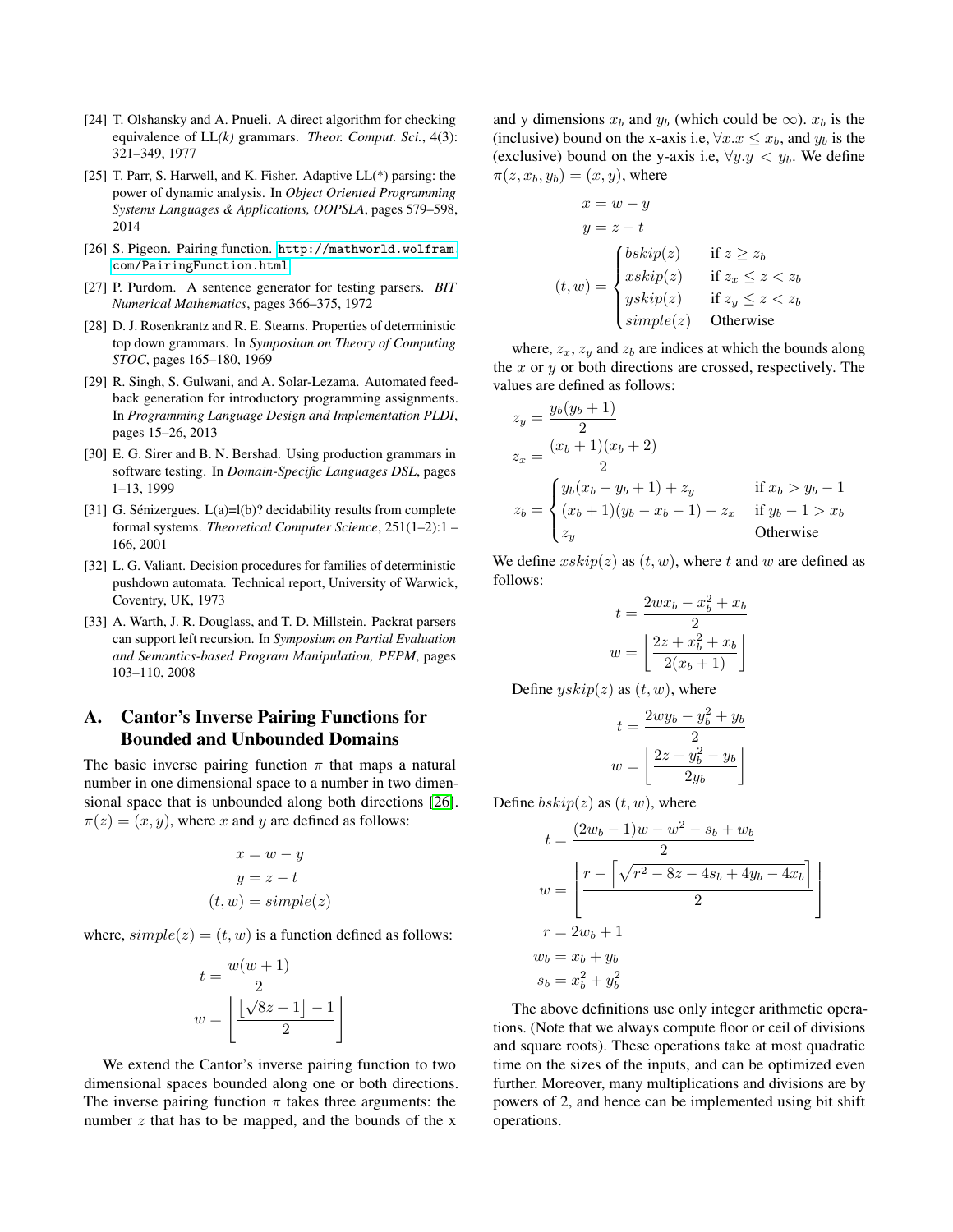[24] T. Olshansky and A. Pnueli. A direct algorithm for checking equivalence of LL*(k)* grammars. *Theor. Comput. Sci.*, 4(3): 321–349, 1977

[25] T. Parr, S. Harwell, and K. Fisher. Adaptive LL(*) parsing: the power of dynamic analysis. In *Object Oriented Programming Systems Languages & Applications, OOPSLA*, pages 579–598, 2014

[26] S. Pigeon. Pairing function. http://mathworld.wolfram.com/PairingFunction.html

[27] P. Purdom. A sentence generator for testing parsers. *BIT Numerical Mathematics*, pages 366–375, 1972

[28] D. J. Rosenkrantz and R. E. Stearns. Properties of deterministic top down grammars. In *Symposium on Theory of Computing STOC*, pages 165–180, 1969

[29] R. Singh, S. Gulwani, and A. Solar-Lezama. Automated feedback generation for introductory programming assignments. In *Programming Language Design and Implementation PLDI*, pages 15–26, 2013

[30] E. G. Sirer and B. N. Bershad. Using production grammars in software testing. In *Domain-Specific Languages DSL*, pages 1–13, 1999

[31] G. Sénizergues. L(a)=l(b)? decidability results from complete formal systems. *Theoretical Computer Science*, 251(1–2):1 – 166, 2001

[32] L. G. Valiant. Decision procedures for families of deterministic pushdown automata. Technical report, University of Warwick, Coventry, UK, 1973

[33] A. Warth, J. R. Douglass, and T. D. Millstein. Packrat parsers can support left recursion. In *Symposium on Partial Evaluation and Semantics-based Program Manipulation, PEPM*, pages 103–110, 2008

## A. Cantor's Inverse Pairing Functions for Bounded and Unbounded Domains

The basic inverse pairing function $\pi$ that maps a natural number in one dimensional space to a number in two dimensional space that is unbounded along both directions [26]. $\pi(z) = (x, y)$, where $x$ and $y$ are defined as follows:

$$
\begin{aligned}
x &= w - y \\
y &= z - t \\
(t, w) &= simple(z)
\end{aligned}
$$

where, $simple(z) = (t, w)$ is a function defined as follows:

$$
\begin{aligned}
t &= \frac{w(w+1)}{2} \\
w &= \left\lfloor \frac{\lfloor \sqrt{8z+1} \rfloor - 1}{2} \right\rfloor
\end{aligned}
$$

We extend the Cantor's inverse pairing function to two dimensional spaces bounded along one or both directions. The inverse pairing function $\pi$ takes three arguments: the number $z$ that has to be mapped, and the bounds of the x and y dimensions $x_b$ and $y_b$ (which could be $\infty$). $x_b$ is the (inclusive) bound on the x-axis i.e, $\forall x. x \leq x_b$, and $y_b$ is the (exclusive) bound on the y-axis i.e, $\forall y. y < y_b$. We define $\pi(z, x_b, y_b) = (x, y)$, where

$$
\begin{aligned}
x &= w - y \\
y &= z - t \\
(t, w) &= \begin{cases} bskip(z) & \text{if } z \geq z_b \\ xskip(z) & \text{if } z_x \leq z < z_b \\ yskip(z) & \text{if } z_y \leq z < z_b \\ simple(z) & \text{Otherwise} \end{cases}
\end{aligned}
$$

where, $z_x$, $z_y$ and $z_b$ are indices at which the bounds along the $x$ or $y$ or both directions are crossed, respectively. The values are defined as follows:

$$
\begin{aligned}
z_y &= \frac{y_b(y_b+1)}{2} \\
z_x &= \frac{(x_b+1)(x_b+2)}{2} \\
z_b &= \begin{cases} y_b(x_b - y_b + 1) + z_y & \text{if } x_b > y_b - 1 \\ (x_b+1)(y_b - x_b - 1) + z_x & \text{if } y_b - 1 > x_b \\ z_y & \text{Otherwise} \end{cases}
\end{aligned}
$$

We define $xskip(z)$ as $(t, w)$, where $t$ and $w$ are defined as follows:

$$
\begin{aligned}
t &= \frac{2wx_b - x_b^2 + x_b}{2} \\
w &= \left\lfloor \frac{2z + x_b^2 + x_b}{2(x_b+1)} \right\rfloor
\end{aligned}
$$

Define $yskip(z)$ as $(t, w)$, where

$$
\begin{aligned}
t &= \frac{2wy_b - y_b^2 + y_b}{2} \\
w &= \left\lfloor \frac{2z + y_b^2 - y_b}{2y_b} \right\rfloor
\end{aligned}
$$

Define $bskip(z)$ as $(t, w)$, where

$$
\begin{aligned}
t &= \frac{(2w_b - 1)w - w^2 - s_b + w_b}{2} \\
w &= \left\lfloor \frac{r - \left\lceil \sqrt{r^2 - 8z - 4s_b + 4y_b - 4x_b} \right\rceil}{2} \right\rfloor \\
r &= 2w_b + 1 \\
w_b &= x_b + y_b \\
s_b &= x_b^2 + y_b^2
\end{aligned}
$$

The above definitions use only integer arithmetic operations. (Note that we always compute floor or ceil of divisions and square roots). These operations take at most quadratic time on the sizes of the inputs, and can be optimized even further. Moreover, many multiplications and divisions are by powers of 2, and hence can be implemented using bit shift operations.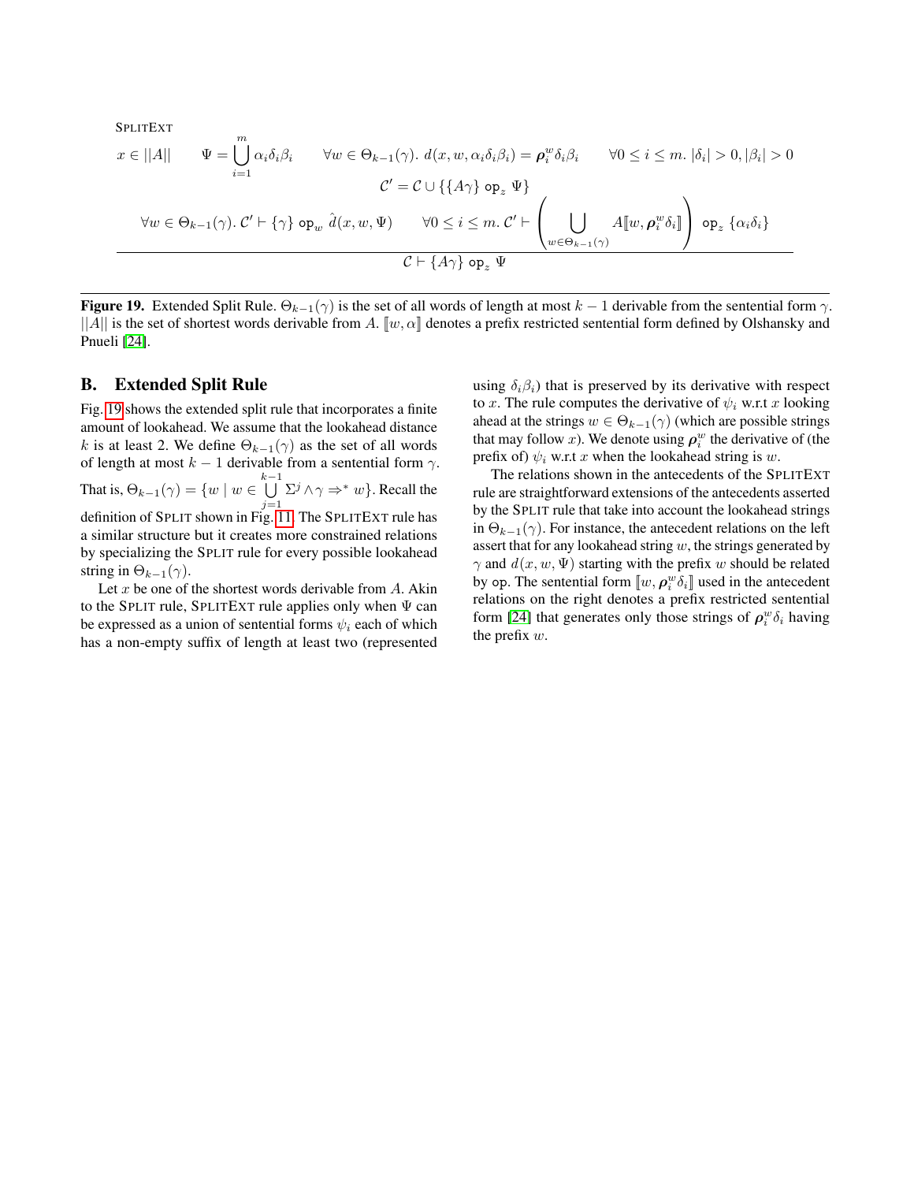SplitExt

$$\frac{\begin{array}{c} x \in ||A|| \qquad \Psi = \bigcup_{i=1}^{m} \alpha_i \delta_i \beta_i \qquad \forall w \in \Theta_{k-1}(\gamma).\ d(x, w, \alpha_i \delta_i \beta_i) = \boldsymbol{\rho}_i^w \delta_i \beta_i \qquad \forall 0 \leq i \leq m.\ |\delta_i| > 0, |\beta_i| > 0 \\ \mathcal{C}' = \mathcal{C} \cup \{\{A\gamma\}\ \mathtt{op}_z\ \Psi\} \\ \forall w \in \Theta_{k-1}(\gamma).\ \mathcal{C}' \vdash \{\gamma\}\ \mathtt{op}_w\ \hat{d}(x, w, \Psi) \qquad \forall 0 \leq i \leq m.\ \mathcal{C}' \vdash \left( \bigcup_{w \in \Theta_{k-1}(\gamma)} A[\![w, \boldsymbol{\rho}_i^w \delta_i]\!] \right)\ \mathtt{op}_z\ \{\alpha_i \delta_i\} \end{array}}{\mathcal{C} \vdash \{A\gamma\}\ \mathtt{op}_z\ \Psi}$$

**Figure 19.** Extended Split Rule. $\Theta_{k-1}(\gamma)$ is the set of all words of length at most $k-1$ derivable from the sentential form $\gamma$. $||A||$ is the set of shortest words derivable from $A$. $[\![w, \alpha]\!]$ denotes a prefix restricted sentential form defined by Olshansky and Pnueli [24].

## B. Extended Split Rule

Fig. 19 shows the extended split rule that incorporates a finite amount of lookahead. We assume that the lookahead distance $k$ is at least 2. We define $\Theta_{k-1}(\gamma)$ as the set of all words of length at most $k-1$ derivable from a sentential form $\gamma$. That is, $\Theta_{k-1}(\gamma) = \{w \mid w \in \bigcup_{j=1}^{k-1} \Sigma^j \wedge \gamma \Rightarrow^* w\}$. Recall the definition of Split shown in Fig. 11. The SplitExt rule has a similar structure but it creates more constrained relations by specializing the Split rule for every possible lookahead string in $\Theta_{k-1}(\gamma)$.

Let $x$ be one of the shortest words derivable from $A$. Akin to the Split rule, SplitExt rule applies only when $\Psi$ can be expressed as a union of sentential forms $\psi_i$ each of which has a non-empty suffix of length at least two (represented using $\delta_i \beta_i$) that is preserved by its derivative with respect to $x$. The rule computes the derivative of $\psi_i$ w.r.t $x$ looking ahead at the strings $w \in \Theta_{k-1}(\gamma)$ (which are possible strings that may follow $x$). We denote using $\boldsymbol{\rho}_i^w$ the derivative of (the prefix of) $\psi_i$ w.r.t $x$ when the lookahead string is $w$.

The relations shown in the antecedents of the SplitExt rule are straightforward extensions of the antecedents asserted by the Split rule that take into account the lookahead strings in $\Theta_{k-1}(\gamma)$. For instance, the antecedent relations on the left assert that for any lookahead string $w$, the strings generated by $\gamma$ and $d(x, w, \Psi)$ starting with the prefix $w$ should be related by op. The sentential form $[\![w, \boldsymbol{\rho}_i^w \delta_i]\!]$ used in the antecedent relations on the right denotes a prefix restricted sentential form [24] that generates only those strings of $\boldsymbol{\rho}_i^w \delta_i$ having the prefix $w$.